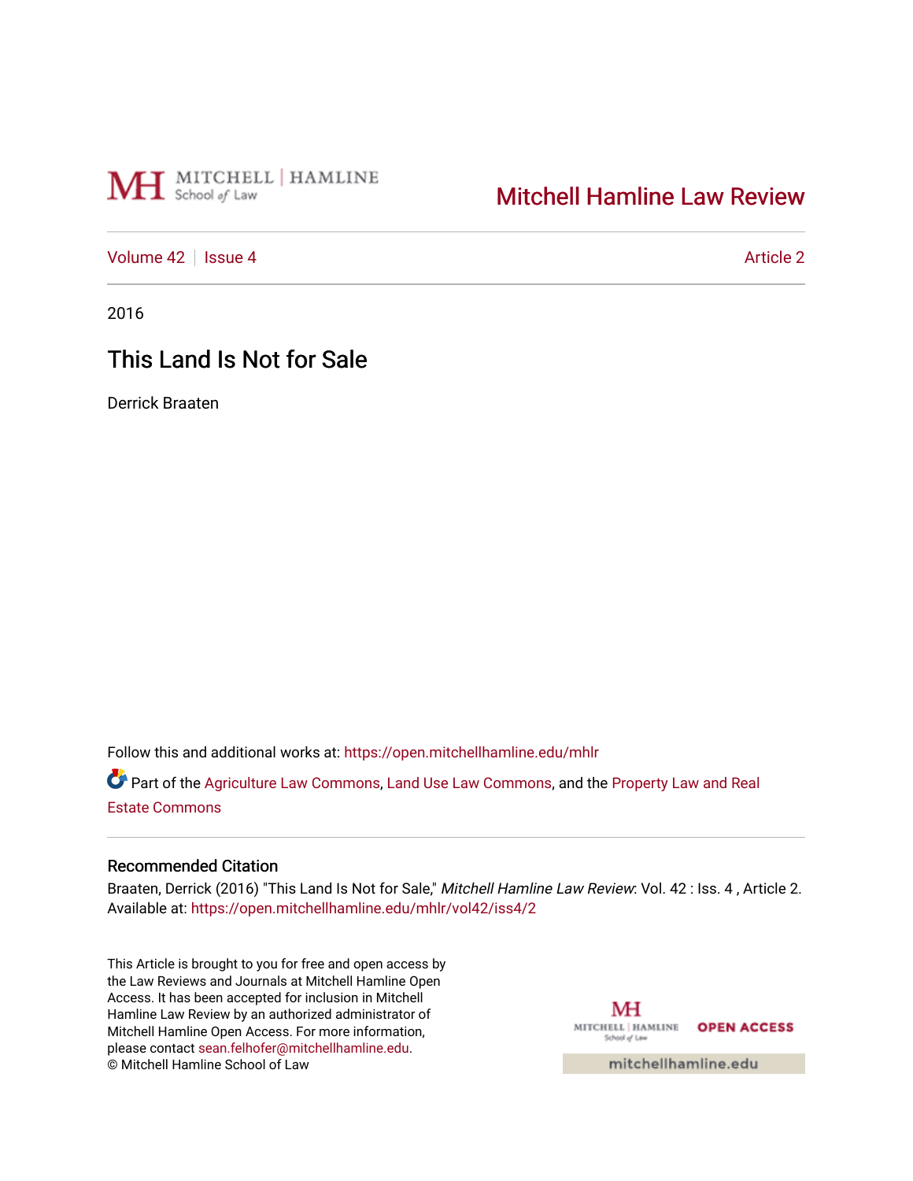Mitchell Hamline Law Review

Volume 42 | Issue 4 | Article 2

2016

# This Land Is Not for Sale

Derrick Braaten

Follow this and additional works at: https://open.mitchellhamline.edu/mhlr

Part of the Agriculture Law Commons, Land Use Law Commons, and the Property Law and Real Estate Commons

## Recommended Citation

Braaten, Derrick (2016) "This Land Is Not for Sale," *Mitchell Hamline Law Review*: Vol. 42 : Iss. 4 , Article 2.
Available at: https://open.mitchellhamline.edu/mhlr/vol42/iss4/2

This Article is brought to you for free and open access by the Law Reviews and Journals at Mitchell Hamline Open Access. It has been accepted for inclusion in Mitchell Hamline Law Review by an authorized administrator of Mitchell Hamline Open Access. For more information, please contact sean.felhofer@mitchellhamline.edu.
© Mitchell Hamline School of Law

OPEN ACCESS

mitchellhamline.edu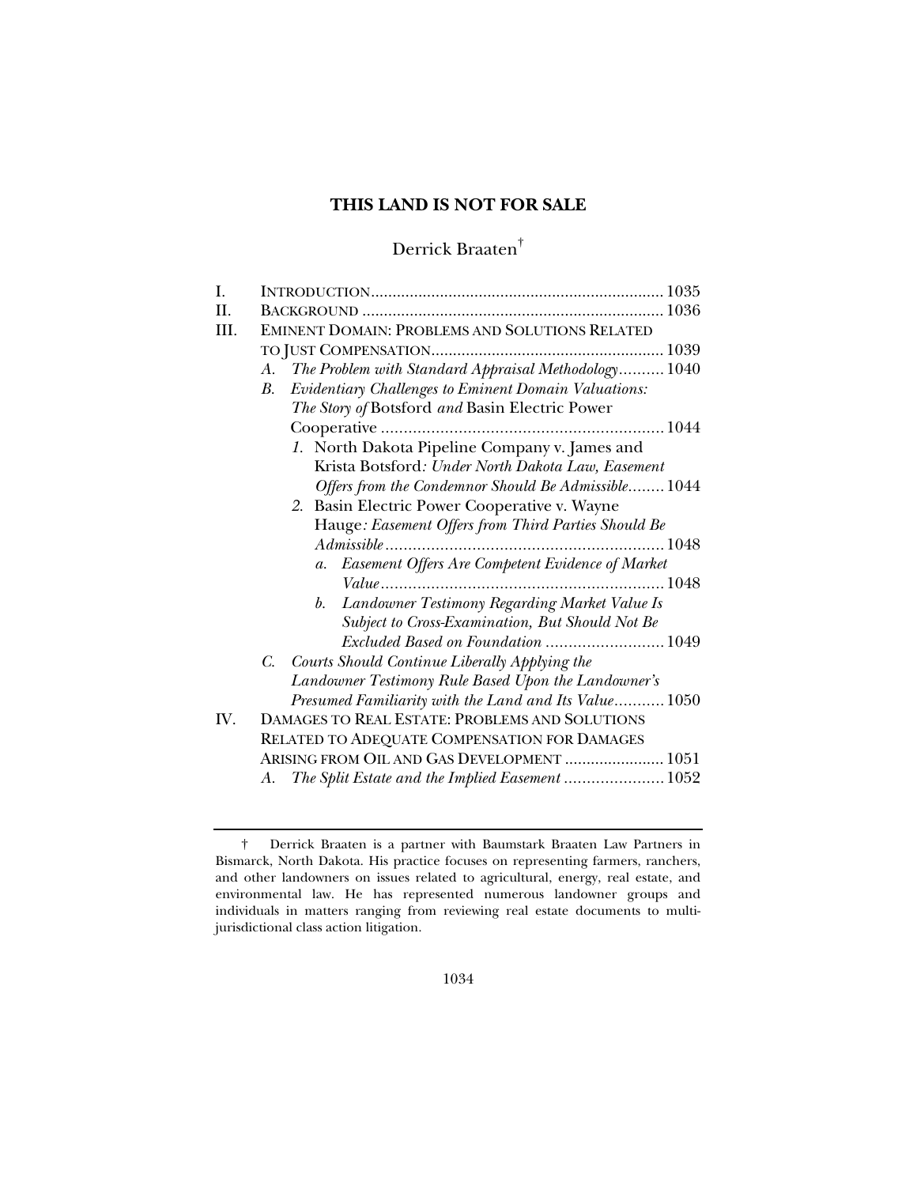# THIS LAND IS NOT FOR SALE

Derrick Braaten†

I. INTRODUCTION .................................................................. 1035

II. BACKGROUND .................................................................... 1036

III. EMINENT DOMAIN: PROBLEMS AND SOLUTIONS RELATED TO JUST COMPENSATION ..................................................... 1039

- A. *The Problem with Standard Appraisal Methodology* .......... 1040
- B. *Evidentiary Challenges to Eminent Domain Valuations: The Story of* Botsford *and* Basin Electric Power Cooperative ............................................................... 1044
  - *1.* North Dakota Pipeline Company v. James and Krista Botsford*: Under North Dakota Law, Easement Offers from the Condemnor Should Be Admissible* ........ 1044
  - *2.* Basin Electric Power Cooperative v. Wayne Hauge*: Easement Offers from Third Parties Should Be Admissible* ............................................................ 1048
    - *a. Easement Offers Are Competent Evidence of Market Value* .............................................................. 1048
    - *b. Landowner Testimony Regarding Market Value Is Subject to Cross-Examination, But Should Not Be Excluded Based on Foundation* .......................... 1049
- C. *Courts Should Continue Liberally Applying the Landowner Testimony Rule Based Upon the Landowner's Presumed Familiarity with the Land and Its Value* ........... 1050

IV. DAMAGES TO REAL ESTATE: PROBLEMS AND SOLUTIONS RELATED TO ADEQUATE COMPENSATION FOR DAMAGES ARISING FROM OIL AND GAS DEVELOPMENT ....................... 1051

- A. *The Split Estate and the Implied Easement* ...................... 1052

---

† Derrick Braaten is a partner with Baumstark Braaten Law Partners in Bismarck, North Dakota. His practice focuses on representing farmers, ranchers, and other landowners on issues related to agricultural, energy, real estate, and environmental law. He has represented numerous landowner groups and individuals in matters ranging from reviewing real estate documents to multi-jurisdictional class action litigation.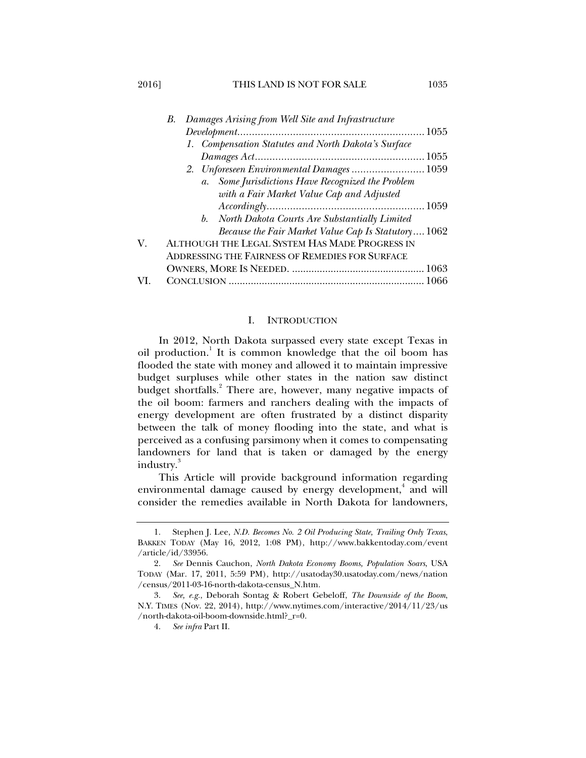B. *Damages Arising from Well Site and Infrastructure Development*............1055
   1. *Compensation Statutes and North Dakota's Surface Damages Act*............1055
   2. *Unforeseen Environmental Damages*............1059
      a. *Some Jurisdictions Have Recognized the Problem with a Fair Market Value Cap and Adjusted Accordingly*............1059
      b. *North Dakota Courts Are Substantially Limited Because the Fair Market Value Cap Is Statutory*............1062

V. ALTHOUGH THE LEGAL SYSTEM HAS MADE PROGRESS IN ADDRESSING THE FAIRNESS OF REMEDIES FOR SURFACE OWNERS, MORE IS NEEDED. ............1063

VI. CONCLUSION ............1066

## I. INTRODUCTION

In 2012, North Dakota surpassed every state except Texas in oil production.[1] It is common knowledge that the oil boom has flooded the state with money and allowed it to maintain impressive budget surpluses while other states in the nation saw distinct budget shortfalls.[2] There are, however, many negative impacts of the oil boom: farmers and ranchers dealing with the impacts of energy development are often frustrated by a distinct disparity between the talk of money flooding into the state, and what is perceived as a confusing parsimony when it comes to compensating landowners for land that is taken or damaged by the energy industry.[3]

This Article will provide background information regarding environmental damage caused by energy development,[4] and will consider the remedies available in North Dakota for landowners,

---

1. Stephen J. Lee, *N.D. Becomes No. 2 Oil Producing State, Trailing Only Texas*, BAKKEN TODAY (May 16, 2012, 1:08 PM), http://www.bakkentoday.com/event/article/id/33956.

2. *See* Dennis Cauchon, *North Dakota Economy Booms, Population Soars*, USA TODAY (Mar. 17, 2011, 5:59 PM), http://usatoday30.usatoday.com/news/nation/census/2011-03-16-north-dakota-census_N.htm.

3. *See, e.g.*, Deborah Sontag & Robert Gebeloff, *The Downside of the Boom*, N.Y. TIMES (Nov. 22, 2014), http://www.nytimes.com/interactive/2014/11/23/us/north-dakota-oil-boom-downside.html?_r=0.

4. *See infra* Part II.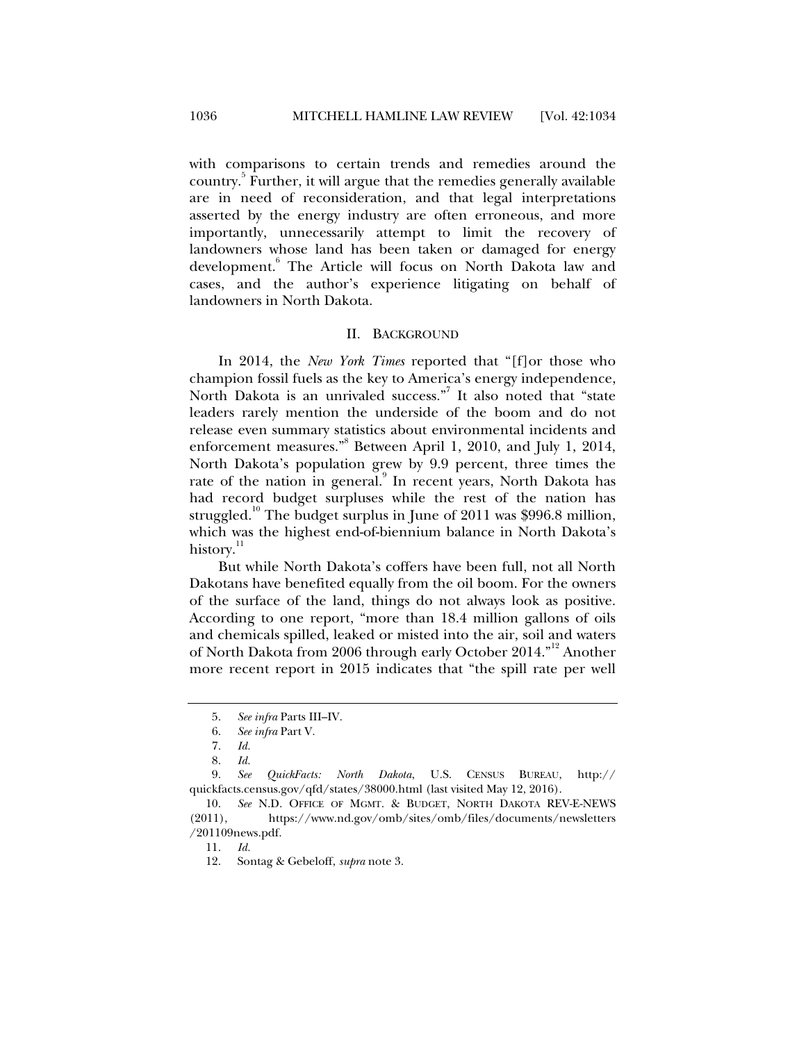with comparisons to certain trends and remedies around the country.[5] Further, it will argue that the remedies generally available are in need of reconsideration, and that legal interpretations asserted by the energy industry are often erroneous, and more importantly, unnecessarily attempt to limit the recovery of landowners whose land has been taken or damaged for energy development.[6] The Article will focus on North Dakota law and cases, and the author's experience litigating on behalf of landowners in North Dakota.

## II. BACKGROUND

In 2014, the *New York Times* reported that "[f]or those who champion fossil fuels as the key to America's energy independence, North Dakota is an unrivaled success."[7] It also noted that "state leaders rarely mention the underside of the boom and do not release even summary statistics about environmental incidents and enforcement measures."[8] Between April 1, 2010, and July 1, 2014, North Dakota's population grew by 9.9 percent, three times the rate of the nation in general.[9] In recent years, North Dakota has had record budget surpluses while the rest of the nation has struggled.[10] The budget surplus in June of 2011 was $996.8 million, which was the highest end-of-biennium balance in North Dakota's history.[11]

But while North Dakota's coffers have been full, not all North Dakotans have benefited equally from the oil boom. For the owners of the surface of the land, things do not always look as positive. According to one report, "more than 18.4 million gallons of oils and chemicals spilled, leaked or misted into the air, soil and waters of North Dakota from 2006 through early October 2014."[12] Another more recent report in 2015 indicates that "the spill rate per well

---

5. *See infra* Parts III–IV.
6. *See infra* Part V.
7. *Id.*
8. *Id.*
9. *See QuickFacts: North Dakota*, U.S. CENSUS BUREAU, http://quickfacts.census.gov/qfd/states/38000.html (last visited May 12, 2016).
10. *See* N.D. OFFICE OF MGMT. & BUDGET, NORTH DAKOTA REV-E-NEWS (2011), https://www.nd.gov/omb/sites/omb/files/documents/newsletters/201109news.pdf.
11. *Id.*
12. Sontag & Gebeloff, *supra* note 3.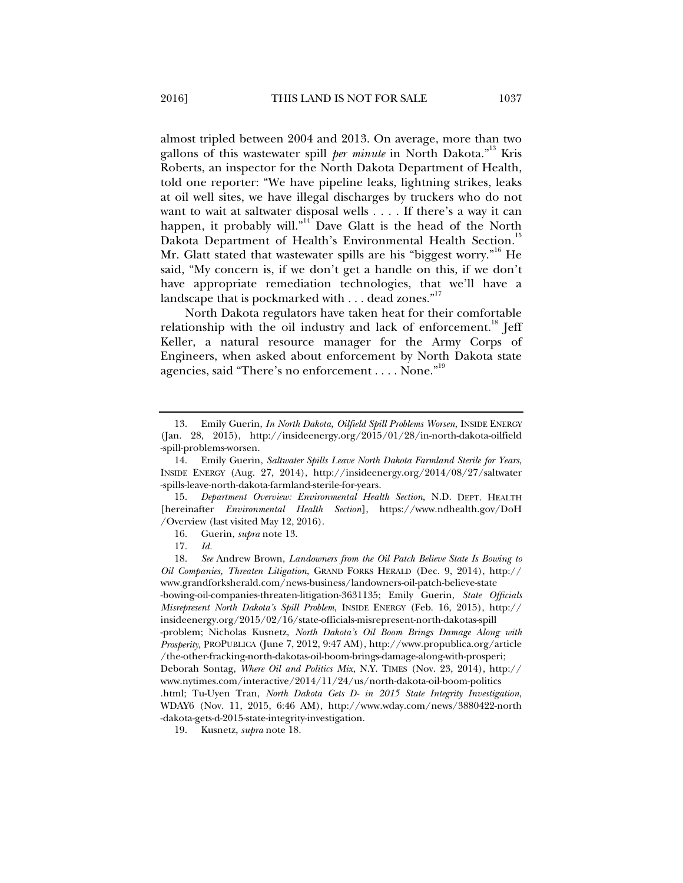almost tripled between 2004 and 2013. On average, more than two gallons of this wastewater spill *per minute* in North Dakota."[13] Kris Roberts, an inspector for the North Dakota Department of Health, told one reporter: "We have pipeline leaks, lightning strikes, leaks at oil well sites, we have illegal discharges by truckers who do not want to wait at saltwater disposal wells . . . . If there's a way it can happen, it probably will."[14] Dave Glatt is the head of the North Dakota Department of Health's Environmental Health Section.[15] Mr. Glatt stated that wastewater spills are his "biggest worry."[16] He said, "My concern is, if we don't get a handle on this, if we don't have appropriate remediation technologies, that we'll have a landscape that is pockmarked with . . . dead zones."[17]

North Dakota regulators have taken heat for their comfortable relationship with the oil industry and lack of enforcement.[18] Jeff Keller, a natural resource manager for the Army Corps of Engineers, when asked about enforcement by North Dakota state agencies, said "There's no enforcement . . . . None."[19]

---

13. Emily Guerin, *In North Dakota, Oilfield Spill Problems Worsen*, INSIDE ENERGY (Jan. 28, 2015), http://insideenergy.org/2015/01/28/in-north-dakota-oilfield-spill-problems-worsen.

14. Emily Guerin, *Saltwater Spills Leave North Dakota Farmland Sterile for Years*, INSIDE ENERGY (Aug. 27, 2014), http://insideenergy.org/2014/08/27/saltwater-spills-leave-north-dakota-farmland-sterile-for-years.

15. *Department Overview: Environmental Health Section*, N.D. DEPT. HEALTH [hereinafter *Environmental Health Section*], https://www.ndhealth.gov/DoH/Overview (last visited May 12, 2016).

16. Guerin, *supra* note 13.

17. *Id.*

18. *See* Andrew Brown, *Landowners from the Oil Patch Believe State Is Bowing to Oil Companies, Threaten Litigation*, GRAND FORKS HERALD (Dec. 9, 2014), http://www.grandforksherald.com/news-business/landowners-oil-patch-believe-state-bowing-oil-companies-threaten-litigation-3631135; Emily Guerin, *State Officials Misrepresent North Dakota's Spill Problem*, INSIDE ENERGY (Feb. 16, 2015), http://insideenergy.org/2015/02/16/state-officials-misrepresent-north-dakotas-spill-problem; Nicholas Kusnetz, *North Dakota's Oil Boom Brings Damage Along with Prosperity*, PROPUBLICA (June 7, 2012, 9:47 AM), http://www.propublica.org/article/the-other-fracking-north-dakotas-oil-boom-brings-damage-along-with-prosperi; Deborah Sontag, *Where Oil and Politics Mix*, N.Y. TIMES (Nov. 23, 2014), http://www.nytimes.com/interactive/2014/11/24/us/north-dakota-oil-boom-politics.html; Tu-Uyen Tran, *North Dakota Gets D- in 2015 State Integrity Investigation*, WDAY6 (Nov. 11, 2015, 6:46 AM), http://www.wday.com/news/3880422-north-dakota-gets-d-2015-state-integrity-investigation.

19. Kusnetz, *supra* note 18.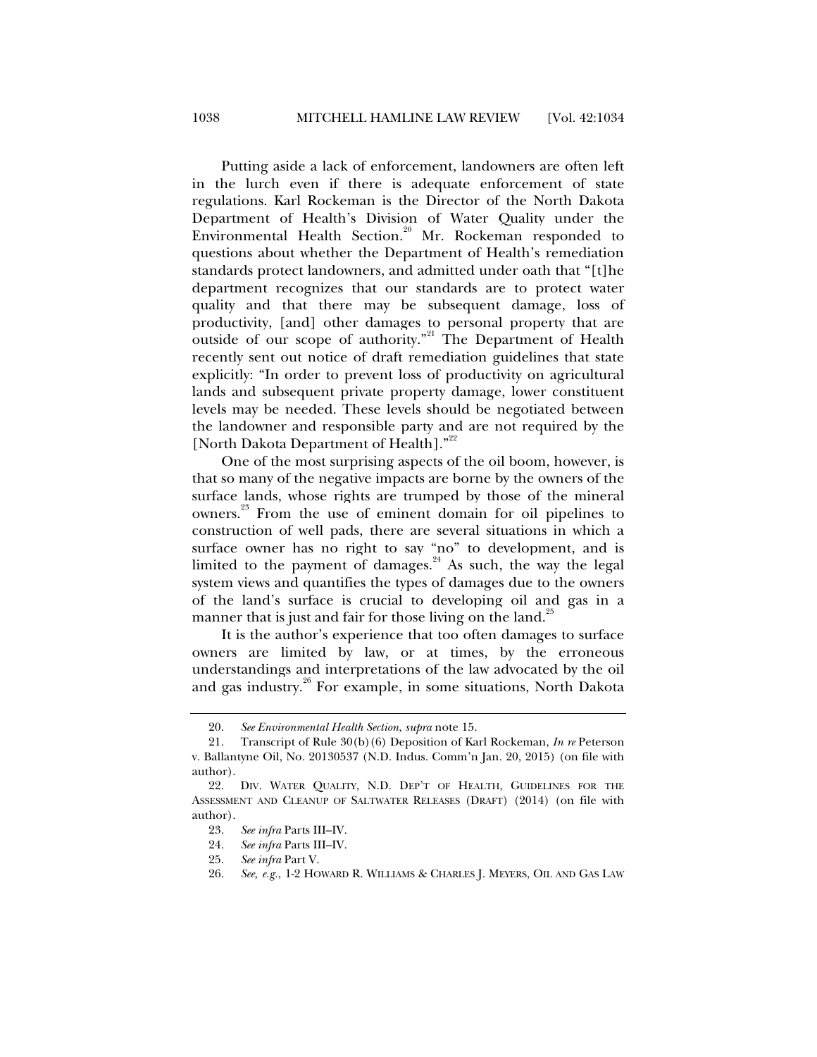Putting aside a lack of enforcement, landowners are often left in the lurch even if there is adequate enforcement of state regulations. Karl Rockeman is the Director of the North Dakota Department of Health's Division of Water Quality under the Environmental Health Section.[20] Mr. Rockeman responded to questions about whether the Department of Health's remediation standards protect landowners, and admitted under oath that "[t]he department recognizes that our standards are to protect water quality and that there may be subsequent damage, loss of productivity, [and] other damages to personal property that are outside of our scope of authority."[21] The Department of Health recently sent out notice of draft remediation guidelines that state explicitly: "In order to prevent loss of productivity on agricultural lands and subsequent private property damage, lower constituent levels may be needed. These levels should be negotiated between the landowner and responsible party and are not required by the [North Dakota Department of Health]."[22]

One of the most surprising aspects of the oil boom, however, is that so many of the negative impacts are borne by the owners of the surface lands, whose rights are trumped by those of the mineral owners.[23] From the use of eminent domain for oil pipelines to construction of well pads, there are several situations in which a surface owner has no right to say "no" to development, and is limited to the payment of damages.[24] As such, the way the legal system views and quantifies the types of damages due to the owners of the land's surface is crucial to developing oil and gas in a manner that is just and fair for those living on the land.[25]

It is the author's experience that too often damages to surface owners are limited by law, or at times, by the erroneous understandings and interpretations of the law advocated by the oil and gas industry.[26] For example, in some situations, North Dakota

---

20. *See Environmental Health Section*, *supra* note 15.

21. Transcript of Rule 30(b)(6) Deposition of Karl Rockeman, *In re* Peterson v. Ballantyne Oil, No. 20130537 (N.D. Indus. Comm'n Jan. 20, 2015) (on file with author).

22. DIV. WATER QUALITY, N.D. DEP'T OF HEALTH, GUIDELINES FOR THE ASSESSMENT AND CLEANUP OF SALTWATER RELEASES (DRAFT) (2014) (on file with author).

23. *See infra* Parts III–IV.

24. *See infra* Parts III–IV.

25. *See infra* Part V.

26. *See, e.g.*, 1-2 HOWARD R. WILLIAMS & CHARLES J. MEYERS, OIL AND GAS LAW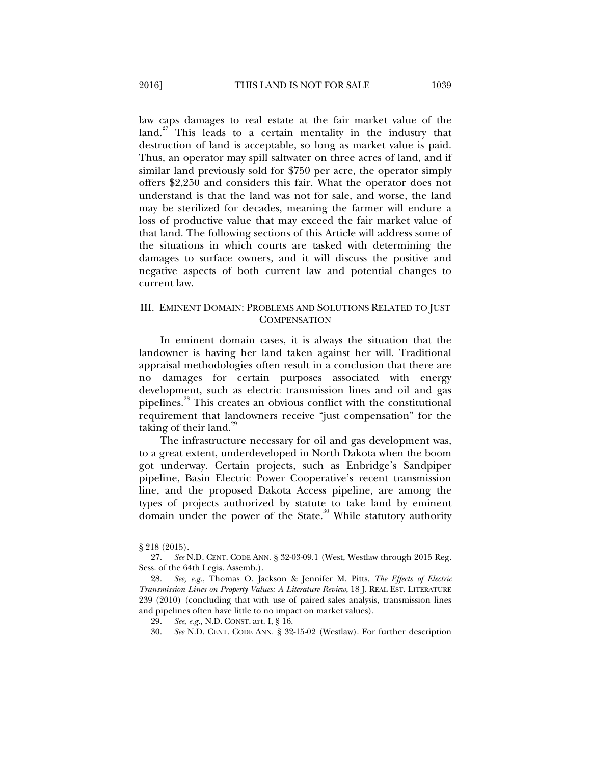law caps damages to real estate at the fair market value of the land.[27] This leads to a certain mentality in the industry that destruction of land is acceptable, so long as market value is paid. Thus, an operator may spill saltwater on three acres of land, and if similar land previously sold for $750 per acre, the operator simply offers $2,250 and considers this fair. What the operator does not understand is that the land was not for sale, and worse, the land may be sterilized for decades, meaning the farmer will endure a loss of productive value that may exceed the fair market value of that land. The following sections of this Article will address some of the situations in which courts are tasked with determining the damages to surface owners, and it will discuss the positive and negative aspects of both current law and potential changes to current law.

## III. EMINENT DOMAIN: PROBLEMS AND SOLUTIONS RELATED TO JUST COMPENSATION

In eminent domain cases, it is always the situation that the landowner is having her land taken against her will. Traditional appraisal methodologies often result in a conclusion that there are no damages for certain purposes associated with energy development, such as electric transmission lines and oil and gas pipelines.[28] This creates an obvious conflict with the constitutional requirement that landowners receive "just compensation" for the taking of their land.[29]

The infrastructure necessary for oil and gas development was, to a great extent, underdeveloped in North Dakota when the boom got underway. Certain projects, such as Enbridge's Sandpiper pipeline, Basin Electric Power Cooperative's recent transmission line, and the proposed Dakota Access pipeline, are among the types of projects authorized by statute to take land by eminent domain under the power of the State.[30] While statutory authority

---

§ 218 (2015).

27. *See* N.D. CENT. CODE ANN. § 32-03-09.1 (West, Westlaw through 2015 Reg. Sess. of the 64th Legis. Assemb.).

28. *See, e.g.*, Thomas O. Jackson & Jennifer M. Pitts, *The Effects of Electric Transmission Lines on Property Values: A Literature Review*, 18 J. REAL EST. LITERATURE 239 (2010) (concluding that with use of paired sales analysis, transmission lines and pipelines often have little to no impact on market values).

29. *See, e.g.*, N.D. CONST. art. I, § 16.

30. *See* N.D. CENT. CODE ANN. § 32-15-02 (Westlaw). For further description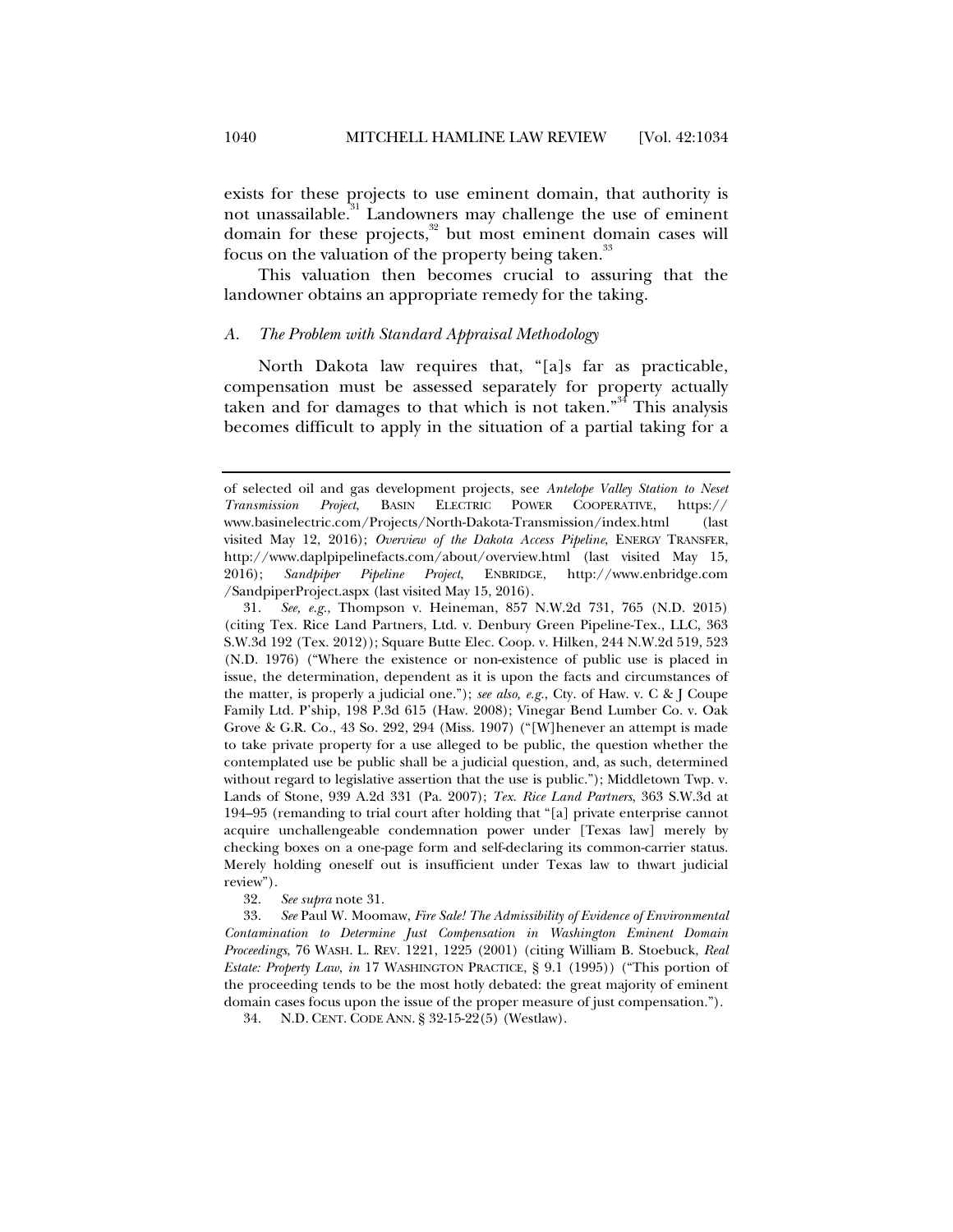exists for these projects to use eminent domain, that authority is not unassailable.[31] Landowners may challenge the use of eminent domain for these projects,[32] but most eminent domain cases will focus on the valuation of the property being taken.[33]

This valuation then becomes crucial to assuring that the landowner obtains an appropriate remedy for the taking.

### *A. The Problem with Standard Appraisal Methodology*

North Dakota law requires that, "[a]s far as practicable, compensation must be assessed separately for property actually taken and for damages to that which is not taken."[34] This analysis becomes difficult to apply in the situation of a partial taking for a

---

of selected oil and gas development projects, see *Antelope Valley Station to Neset Transmission Project*, BASIN ELECTRIC POWER COOPERATIVE, https://www.basinelectric.com/Projects/North-Dakota-Transmission/index.html (last visited May 12, 2016); *Overview of the Dakota Access Pipeline*, ENERGY TRANSFER, http://www.daplpipelinefacts.com/about/overview.html (last visited May 15, 2016); *Sandpiper Pipeline Project*, ENBRIDGE, http://www.enbridge.com/SandpiperProject.aspx (last visited May 15, 2016).

31. *See, e.g.*, Thompson v. Heineman, 857 N.W.2d 731, 765 (N.D. 2015) (citing Tex. Rice Land Partners, Ltd. v. Denbury Green Pipeline-Tex., LLC, 363 S.W.3d 192 (Tex. 2012)); Square Butte Elec. Coop. v. Hilken, 244 N.W.2d 519, 523 (N.D. 1976) ("Where the existence or non-existence of public use is placed in issue, the determination, dependent as it is upon the facts and circumstances of the matter, is properly a judicial one."); *see also, e.g.*, Cty. of Haw. v. C & J Coupe Family Ltd. P'ship, 198 P.3d 615 (Haw. 2008); Vinegar Bend Lumber Co. v. Oak Grove & G.R. Co., 43 So. 292, 294 (Miss. 1907) ("[W]henever an attempt is made to take private property for a use alleged to be public, the question whether the contemplated use be public shall be a judicial question, and, as such, determined without regard to legislative assertion that the use is public."); Middletown Twp. v. Lands of Stone, 939 A.2d 331 (Pa. 2007); *Tex. Rice Land Partners*, 363 S.W.3d at 194–95 (remanding to trial court after holding that "[a] private enterprise cannot acquire unchallengeable condemnation power under [Texas law] merely by checking boxes on a one-page form and self-declaring its common-carrier status. Merely holding oneself out is insufficient under Texas law to thwart judicial review").

32. *See supra* note 31.

33. *See* Paul W. Moomaw, *Fire Sale! The Admissibility of Evidence of Environmental Contamination to Determine Just Compensation in Washington Eminent Domain Proceedings*, 76 WASH. L. REV. 1221, 1225 (2001) (citing William B. Stoebuck, *Real Estate: Property Law*, *in* 17 WASHINGTON PRACTICE, § 9.1 (1995)) ("This portion of the proceeding tends to be the most hotly debated: the great majority of eminent domain cases focus upon the issue of the proper measure of just compensation.").

34. N.D. CENT. CODE ANN. § 32-15-22(5) (Westlaw).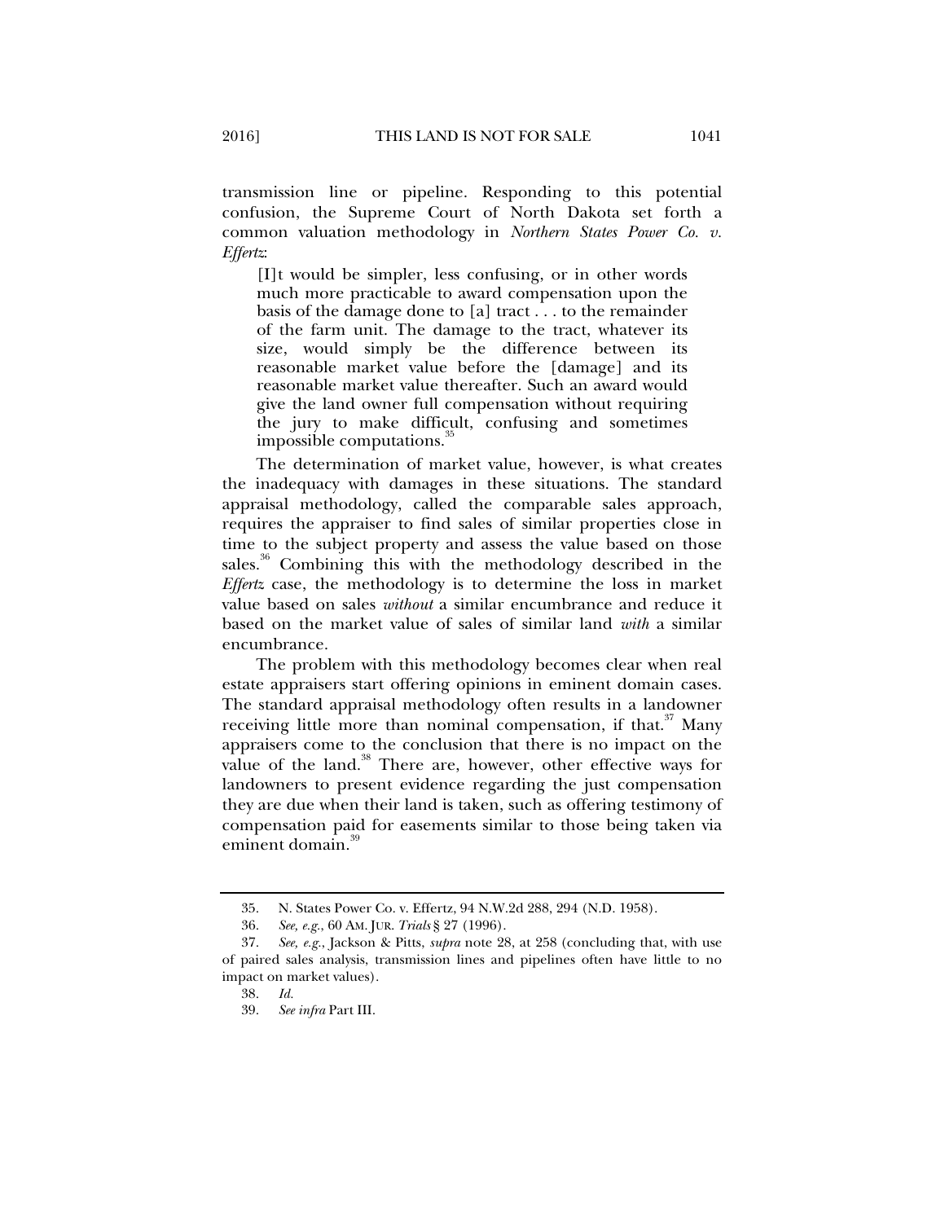transmission line or pipeline. Responding to this potential confusion, the Supreme Court of North Dakota set forth a common valuation methodology in *Northern States Power Co. v. Effertz*:

> [I]t would be simpler, less confusing, or in other words much more practicable to award compensation upon the basis of the damage done to [a] tract . . . to the remainder of the farm unit. The damage to the tract, whatever its size, would simply be the difference between its reasonable market value before the [damage] and its reasonable market value thereafter. Such an award would give the land owner full compensation without requiring the jury to make difficult, confusing and sometimes impossible computations.[35]

The determination of market value, however, is what creates the inadequacy with damages in these situations. The standard appraisal methodology, called the comparable sales approach, requires the appraiser to find sales of similar properties close in time to the subject property and assess the value based on those sales.[36] Combining this with the methodology described in the *Effertz* case, the methodology is to determine the loss in market value based on sales *without* a similar encumbrance and reduce it based on the market value of sales of similar land *with* a similar encumbrance.

The problem with this methodology becomes clear when real estate appraisers start offering opinions in eminent domain cases. The standard appraisal methodology often results in a landowner receiving little more than nominal compensation, if that.[37] Many appraisers come to the conclusion that there is no impact on the value of the land.[38] There are, however, other effective ways for landowners to present evidence regarding the just compensation they are due when their land is taken, such as offering testimony of compensation paid for easements similar to those being taken via eminent domain.[39]

---

35. N. States Power Co. v. Effertz, 94 N.W.2d 288, 294 (N.D. 1958).

36. *See, e.g.*, 60 AM. JUR. *Trials* § 27 (1996).

37. *See, e.g.*, Jackson & Pitts, *supra* note 28, at 258 (concluding that, with use of paired sales analysis, transmission lines and pipelines often have little to no impact on market values).

38. *Id.*

39. *See infra* Part III.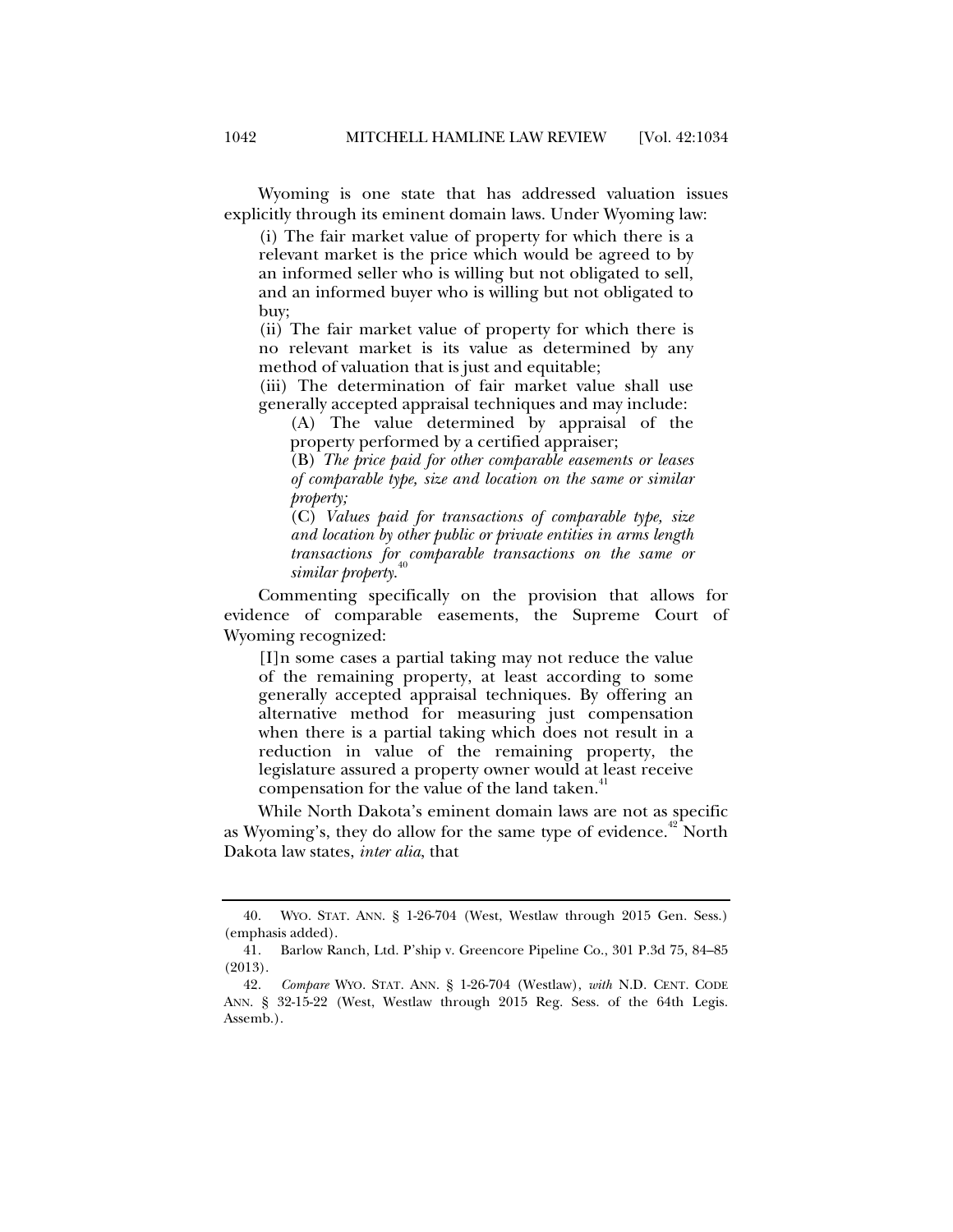Wyoming is one state that has addressed valuation issues explicitly through its eminent domain laws. Under Wyoming law:

> (i) The fair market value of property for which there is a relevant market is the price which would be agreed to by an informed seller who is willing but not obligated to sell, and an informed buyer who is willing but not obligated to buy;
>
> (ii) The fair market value of property for which there is no relevant market is its value as determined by any method of valuation that is just and equitable;
>
> (iii) The determination of fair market value shall use generally accepted appraisal techniques and may include:
>
> > (A) The value determined by appraisal of the property performed by a certified appraiser;
> >
> > (B) *The price paid for other comparable easements or leases of comparable type, size and location on the same or similar property;*
> >
> > (C) *Values paid for transactions of comparable type, size and location by other public or private entities in arms length transactions for comparable transactions on the same or similar property.*[40]

Commenting specifically on the provision that allows for evidence of comparable easements, the Supreme Court of Wyoming recognized:

> [I]n some cases a partial taking may not reduce the value of the remaining property, at least according to some generally accepted appraisal techniques. By offering an alternative method for measuring just compensation when there is a partial taking which does not result in a reduction in value of the remaining property, the legislature assured a property owner would at least receive compensation for the value of the land taken.[41]

While North Dakota's eminent domain laws are not as specific as Wyoming's, they do allow for the same type of evidence.[42] North Dakota law states, *inter alia*, that

---

40. WYO. STAT. ANN. § 1-26-704 (West, Westlaw through 2015 Gen. Sess.) (emphasis added).

41. Barlow Ranch, Ltd. P'ship v. Greencore Pipeline Co., 301 P.3d 75, 84–85 (2013).

42. *Compare* WYO. STAT. ANN. § 1-26-704 (Westlaw), *with* N.D. CENT. CODE ANN. § 32-15-22 (West, Westlaw through 2015 Reg. Sess. of the 64th Legis. Assemb.).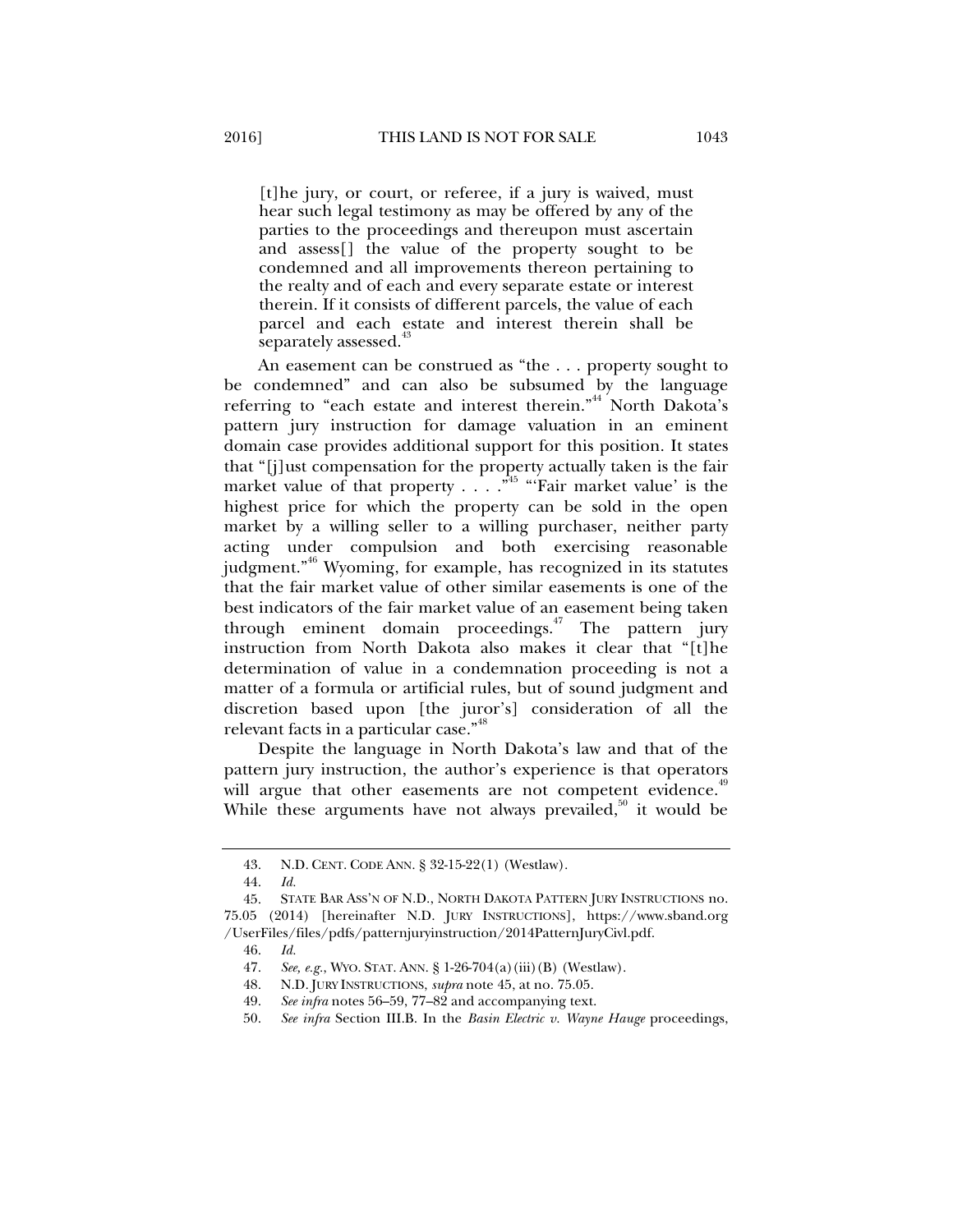> [t]he jury, or court, or referee, if a jury is waived, must hear such legal testimony as may be offered by any of the parties to the proceedings and thereupon must ascertain and assess[] the value of the property sought to be condemned and all improvements thereon pertaining to the realty and of each and every separate estate or interest therein. If it consists of different parcels, the value of each parcel and each estate and interest therein shall be separately assessed.[43]

An easement can be construed as "the . . . property sought to be condemned" and can also be subsumed by the language referring to "each estate and interest therein."[44] North Dakota's pattern jury instruction for damage valuation in an eminent domain case provides additional support for this position. It states that "[j]ust compensation for the property actually taken is the fair market value of that property . . . ."[45] "'Fair market value' is the highest price for which the property can be sold in the open market by a willing seller to a willing purchaser, neither party acting under compulsion and both exercising reasonable judgment."[46] Wyoming, for example, has recognized in its statutes that the fair market value of other similar easements is one of the best indicators of the fair market value of an easement being taken through eminent domain proceedings.[47] The pattern jury instruction from North Dakota also makes it clear that "[t]he determination of value in a condemnation proceeding is not a matter of a formula or artificial rules, but of sound judgment and discretion based upon [the juror's] consideration of all the relevant facts in a particular case."[48]

Despite the language in North Dakota's law and that of the pattern jury instruction, the author's experience is that operators will argue that other easements are not competent evidence.[49] While these arguments have not always prevailed,[50] it would be

---

43. N.D. CENT. CODE ANN. § 32-15-22(1) (Westlaw).

44. *Id.*

45. STATE BAR ASS'N OF N.D., NORTH DAKOTA PATTERN JURY INSTRUCTIONS no. 75.05 (2014) [hereinafter N.D. JURY INSTRUCTIONS], https://www.sband.org/UserFiles/files/pdfs/patternjuryinstruction/2014PatternJuryCivl.pdf.

46. *Id.*

47. *See, e.g.*, WYO. STAT. ANN. § 1-26-704(a)(iii)(B) (Westlaw).

48. N.D. JURY INSTRUCTIONS, *supra* note 45, at no. 75.05.

49. *See infra* notes 56–59, 77–82 and accompanying text.

50. *See infra* Section III.B. In the *Basin Electric v. Wayne Hauge* proceedings,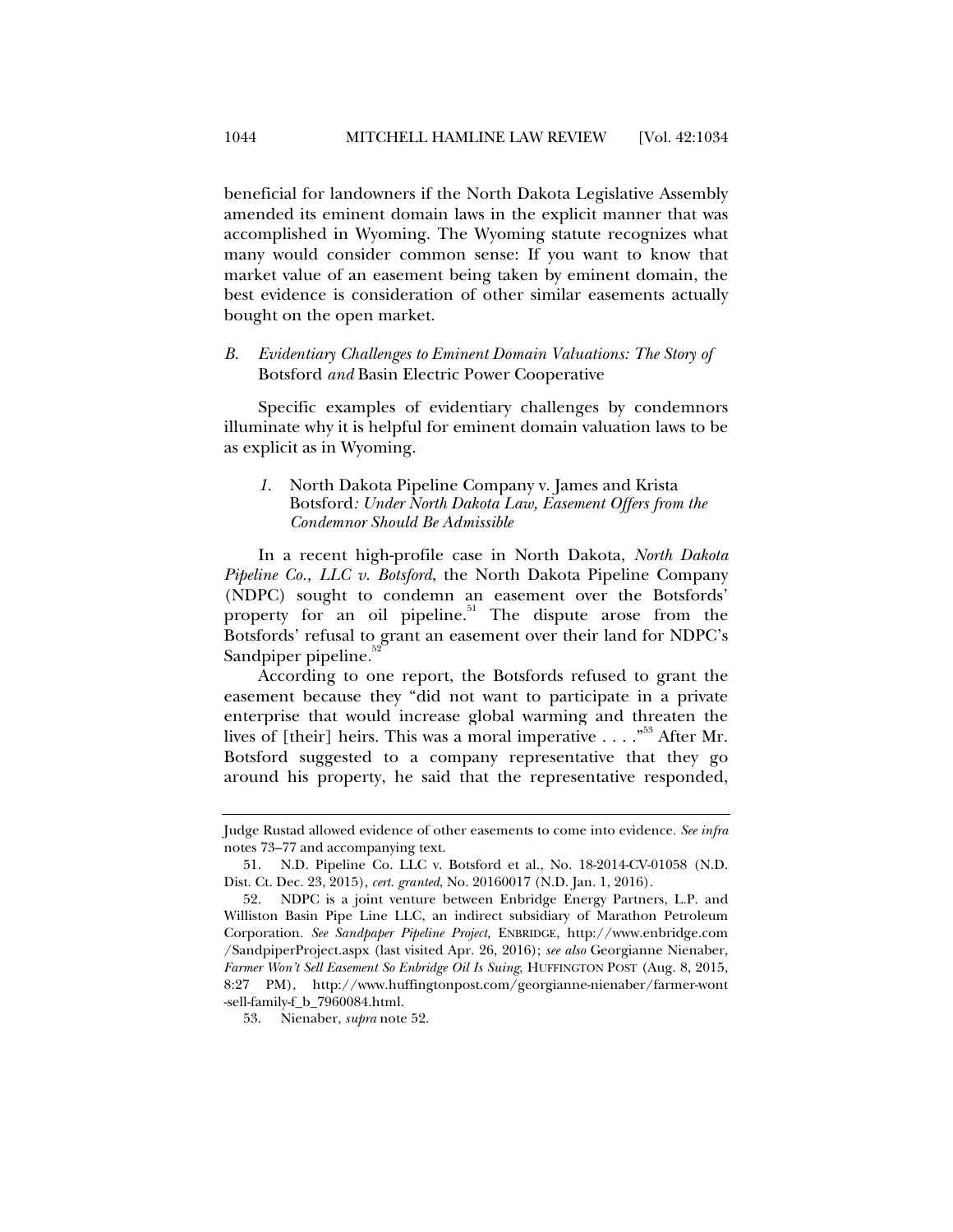beneficial for landowners if the North Dakota Legislative Assembly amended its eminent domain laws in the explicit manner that was accomplished in Wyoming. The Wyoming statute recognizes what many would consider common sense: If you want to know that market value of an easement being taken by eminent domain, the best evidence is consideration of other similar easements actually bought on the open market.

### *B. Evidentiary Challenges to Eminent Domain Valuations: The Story of* Botsford *and* Basin Electric Power Cooperative

Specific examples of evidentiary challenges by condemnors illuminate why it is helpful for eminent domain valuation laws to be as explicit as in Wyoming.

#### *1.* North Dakota Pipeline Company v. James and Krista Botsford*: Under North Dakota Law, Easement Offers from the Condemnor Should Be Admissible*

In a recent high-profile case in North Dakota, *North Dakota Pipeline Co., LLC v. Botsford*, the North Dakota Pipeline Company (NDPC) sought to condemn an easement over the Botsfords' property for an oil pipeline.[51] The dispute arose from the Botsfords' refusal to grant an easement over their land for NDPC's Sandpiper pipeline.[52]

According to one report, the Botsfords refused to grant the easement because they "did not want to participate in a private enterprise that would increase global warming and threaten the lives of [their] heirs. This was a moral imperative . . . ."[53] After Mr. Botsford suggested to a company representative that they go around his property, he said that the representative responded,

---

Judge Rustad allowed evidence of other easements to come into evidence. *See infra* notes 73–77 and accompanying text.

51. N.D. Pipeline Co. LLC v. Botsford et al., No. 18-2014-CV-01058 (N.D. Dist. Ct. Dec. 23, 2015), *cert. granted*, No. 20160017 (N.D. Jan. 1, 2016).

52. NDPC is a joint venture between Enbridge Energy Partners, L.P. and Williston Basin Pipe Line LLC, an indirect subsidiary of Marathon Petroleum Corporation. *See Sandpaper Pipeline Project,* ENBRIDGE, http://www.enbridge.com/SandpiperProject.aspx (last visited Apr. 26, 2016); *see also* Georgianne Nienaber, *Farmer Won't Sell Easement So Enbridge Oil Is Suing*, HUFFINGTON POST (Aug. 8, 2015, 8:27 PM), http://www.huffingtonpost.com/georgianne-nienaber/farmer-wont-sell-family-f_b_7960084.html.

53. Nienaber, *supra* note 52.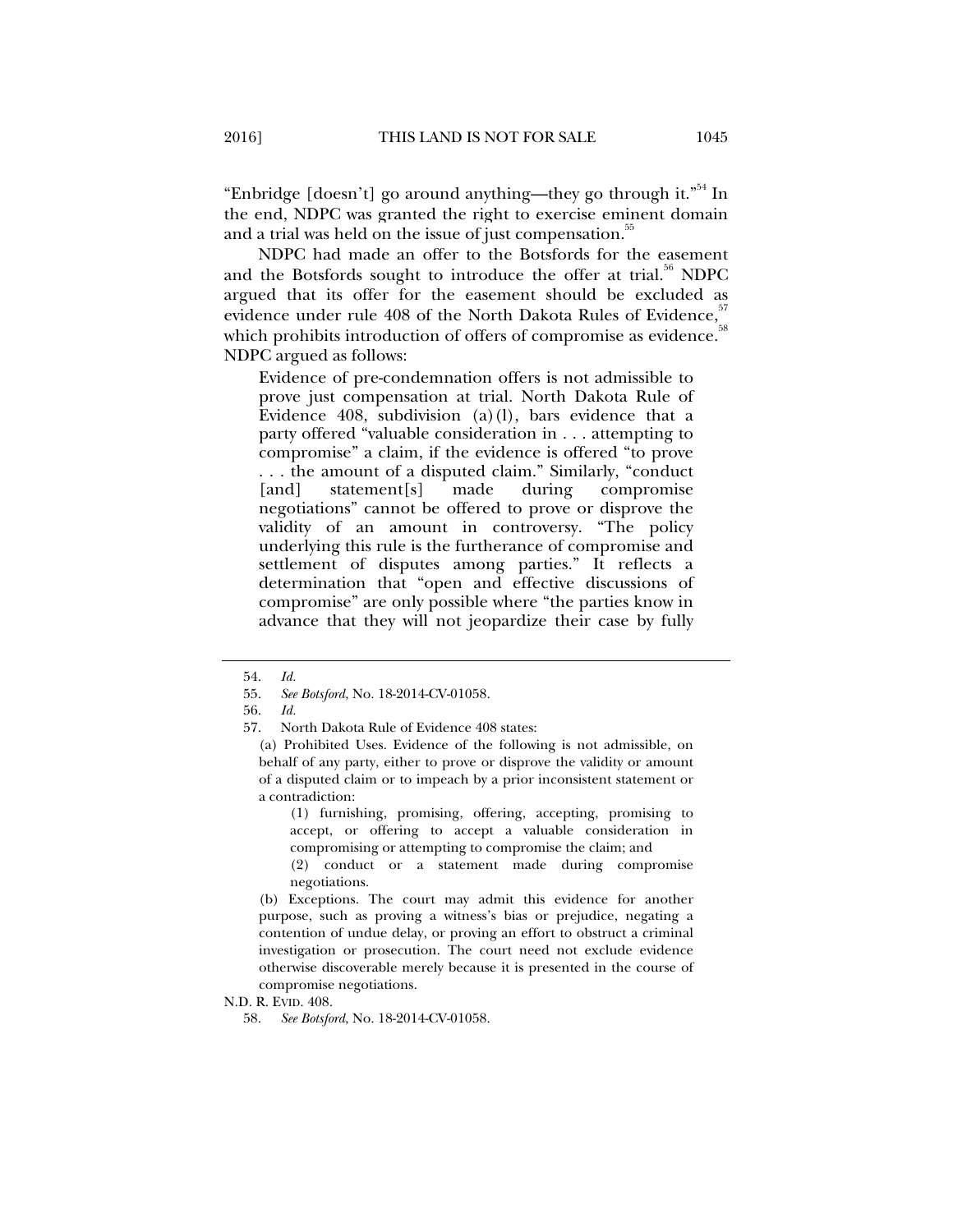"Enbridge [doesn't] go around anything—they go through it."[54] In the end, NDPC was granted the right to exercise eminent domain and a trial was held on the issue of just compensation.[55]

NDPC had made an offer to the Botsfords for the easement and the Botsfords sought to introduce the offer at trial.[56] NDPC argued that its offer for the easement should be excluded as evidence under rule 408 of the North Dakota Rules of Evidence,[57] which prohibits introduction of offers of compromise as evidence.[58] NDPC argued as follows:

> Evidence of pre-condemnation offers is not admissible to prove just compensation at trial. North Dakota Rule of Evidence 408, subdivision (a)(1), bars evidence that a party offered "valuable consideration in . . . attempting to compromise" a claim, if the evidence is offered "to prove . . . the amount of a disputed claim." Similarly, "conduct [and] statement[s] made during compromise negotiations" cannot be offered to prove or disprove the validity of an amount in controversy. "The policy underlying this rule is the furtherance of compromise and settlement of disputes among parties." It reflects a determination that "open and effective discussions of compromise" are only possible where "the parties know in advance that they will not jeopardize their case by fully

---

54. *Id.*

55. *See Botsford*, No. 18-2014-CV-01058.

56. *Id.*

57. North Dakota Rule of Evidence 408 states:

> (a) Prohibited Uses. Evidence of the following is not admissible, on behalf of any party, either to prove or disprove the validity or amount of a disputed claim or to impeach by a prior inconsistent statement or a contradiction:
>
> (1) furnishing, promising, offering, accepting, promising to accept, or offering to accept a valuable consideration in compromising or attempting to compromise the claim; and
>
> (2) conduct or a statement made during compromise negotiations.
>
> (b) Exceptions. The court may admit this evidence for another purpose, such as proving a witness's bias or prejudice, negating a contention of undue delay, or proving an effort to obstruct a criminal investigation or prosecution. The court need not exclude evidence otherwise discoverable merely because it is presented in the course of compromise negotiations.

N.D. R. EVID. 408.

58. *See Botsford*, No. 18-2014-CV-01058.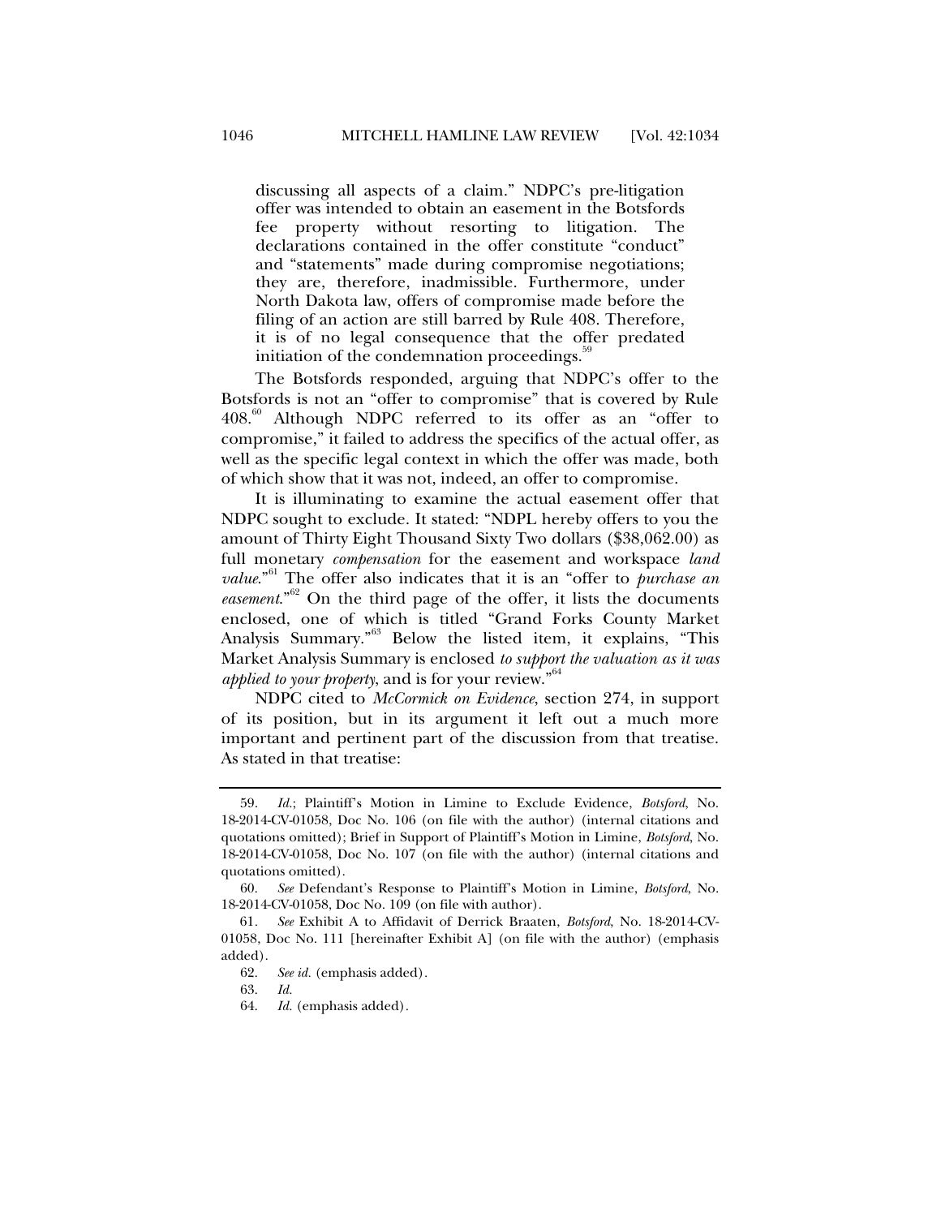> discussing all aspects of a claim." NDPC's pre-litigation offer was intended to obtain an easement in the Botsfords fee property without resorting to litigation. The declarations contained in the offer constitute "conduct" and "statements" made during compromise negotiations; they are, therefore, inadmissible. Furthermore, under North Dakota law, offers of compromise made before the filing of an action are still barred by Rule 408. Therefore, it is of no legal consequence that the offer predated initiation of the condemnation proceedings.[59]

The Botsfords responded, arguing that NDPC's offer to the Botsfords is not an "offer to compromise" that is covered by Rule 408.[60] Although NDPC referred to its offer as an "offer to compromise," it failed to address the specifics of the actual offer, as well as the specific legal context in which the offer was made, both of which show that it was not, indeed, an offer to compromise.

It is illuminating to examine the actual easement offer that NDPC sought to exclude. It stated: "NDPL hereby offers to you the amount of Thirty Eight Thousand Sixty Two dollars ($38,062.00) as full monetary *compensation* for the easement and workspace *land value*."[61] The offer also indicates that it is an "offer to *purchase an easement*."[62] On the third page of the offer, it lists the documents enclosed, one of which is titled "Grand Forks County Market Analysis Summary."[63] Below the listed item, it explains, "This Market Analysis Summary is enclosed *to support the valuation as it was applied to your property*, and is for your review."[64]

NDPC cited to *McCormick on Evidence*, section 274, in support of its position, but in its argument it left out a much more important and pertinent part of the discussion from that treatise. As stated in that treatise:

---

59. *Id.*; Plaintiff's Motion in Limine to Exclude Evidence, *Botsford*, No. 18-2014-CV-01058, Doc No. 106 (on file with the author) (internal citations and quotations omitted); Brief in Support of Plaintiff's Motion in Limine, *Botsford*, No. 18-2014-CV-01058, Doc No. 107 (on file with the author) (internal citations and quotations omitted).

60. *See* Defendant's Response to Plaintiff's Motion in Limine, *Botsford*, No. 18-2014-CV-01058, Doc No. 109 (on file with author).

61. *See* Exhibit A to Affidavit of Derrick Braaten, *Botsford*, No. 18-2014-CV-01058, Doc No. 111 [hereinafter Exhibit A] (on file with the author) (emphasis added).

62. *See id.* (emphasis added).

63. *Id.*

64. *Id.* (emphasis added).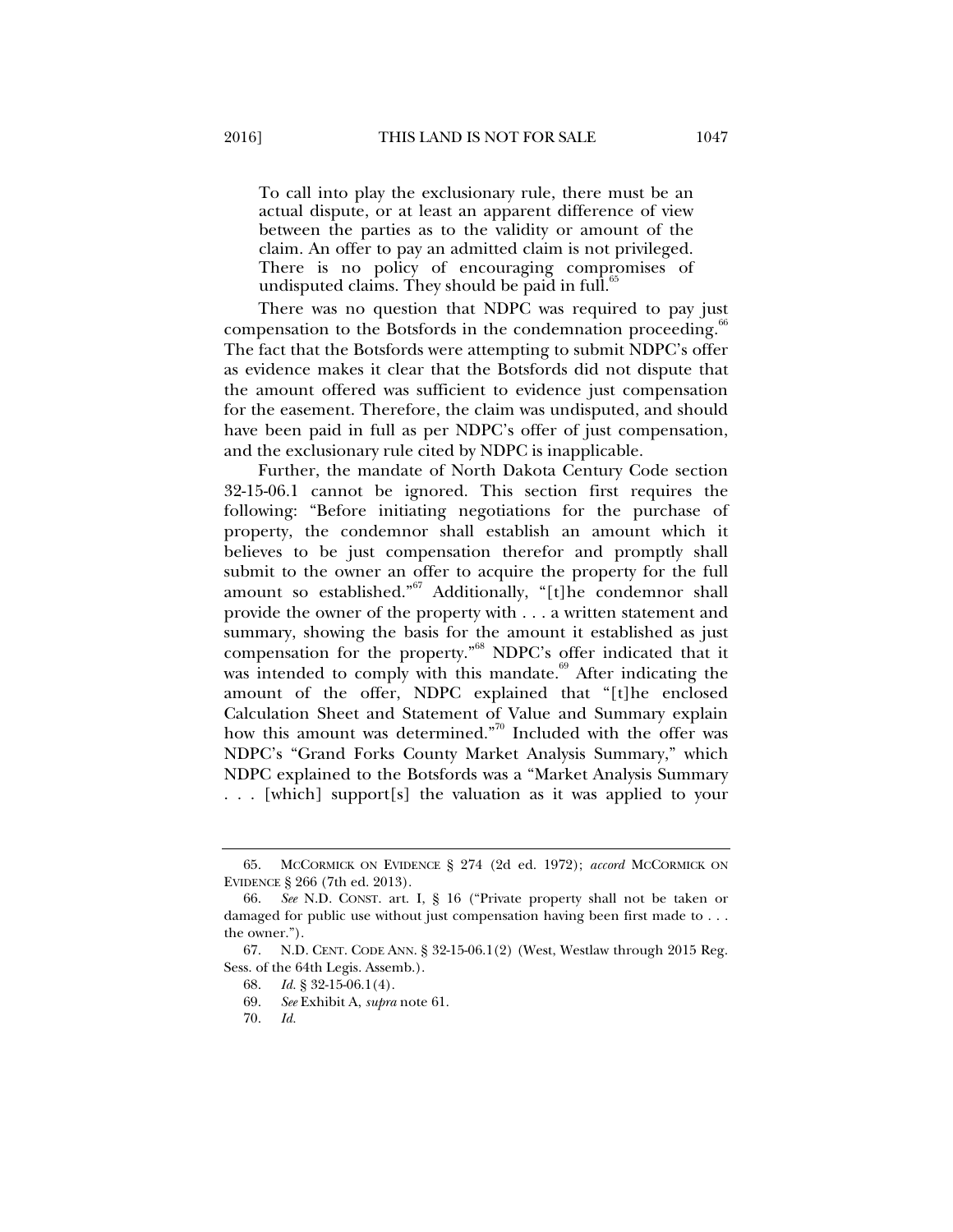> To call into play the exclusionary rule, there must be an actual dispute, or at least an apparent difference of view between the parties as to the validity or amount of the claim. An offer to pay an admitted claim is not privileged. There is no policy of encouraging compromises of undisputed claims. They should be paid in full.[65]

There was no question that NDPC was required to pay just compensation to the Botsfords in the condemnation proceeding.[66] The fact that the Botsfords were attempting to submit NDPC's offer as evidence makes it clear that the Botsfords did not dispute that the amount offered was sufficient to evidence just compensation for the easement. Therefore, the claim was undisputed, and should have been paid in full as per NDPC's offer of just compensation, and the exclusionary rule cited by NDPC is inapplicable.

Further, the mandate of North Dakota Century Code section 32-15-06.1 cannot be ignored. This section first requires the following: "Before initiating negotiations for the purchase of property, the condemnor shall establish an amount which it believes to be just compensation therefor and promptly shall submit to the owner an offer to acquire the property for the full amount so established."[67] Additionally, "[t]he condemnor shall provide the owner of the property with . . . a written statement and summary, showing the basis for the amount it established as just compensation for the property."[68] NDPC's offer indicated that it was intended to comply with this mandate.[69] After indicating the amount of the offer, NDPC explained that "[t]he enclosed Calculation Sheet and Statement of Value and Summary explain how this amount was determined."[70] Included with the offer was NDPC's "Grand Forks County Market Analysis Summary," which NDPC explained to the Botsfords was a "Market Analysis Summary . . . [which] support[s] the valuation as it was applied to your

---

65. McCormick on Evidence § 274 (2d ed. 1972); *accord* McCormick on Evidence § 266 (7th ed. 2013).

66. *See* N.D. Const. art. I, § 16 ("Private property shall not be taken or damaged for public use without just compensation having been first made to . . . the owner.").

67. N.D. Cent. Code Ann. § 32-15-06.1(2) (West, Westlaw through 2015 Reg. Sess. of the 64th Legis. Assemb.).

68. *Id.* § 32-15-06.1(4).

69. *See* Exhibit A, *supra* note 61.

70. *Id.*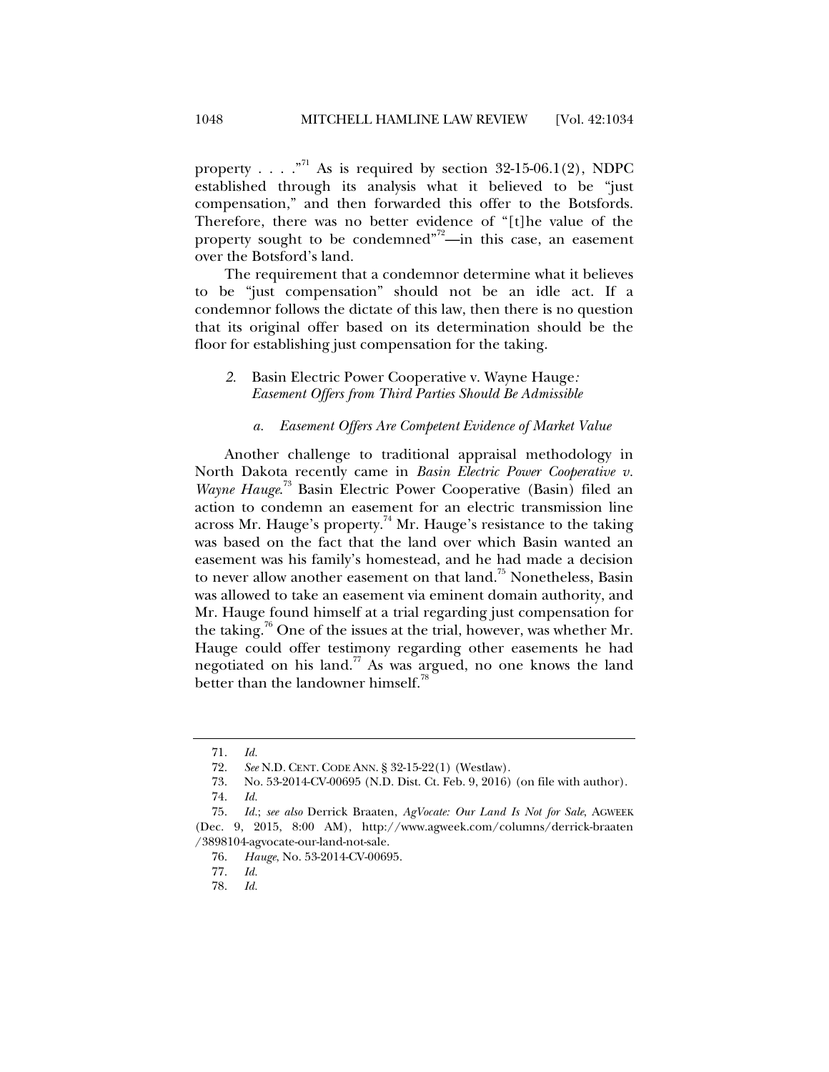property . . . ."[71] As is required by section 32-15-06.1(2), NDPC established through its analysis what it believed to be "just compensation," and then forwarded this offer to the Botsfords. Therefore, there was no better evidence of "[t]he value of the property sought to be condemned"[72]—in this case, an easement over the Botsford's land.

The requirement that a condemnor determine what it believes to be "just compensation" should not be an idle act. If a condemnor follows the dictate of this law, then there is no question that its original offer based on its determination should be the floor for establishing just compensation for the taking.

### *2.* Basin Electric Power Cooperative v. Wayne Hauge*: Easement Offers from Third Parties Should Be Admissible*

#### *a. Easement Offers Are Competent Evidence of Market Value*

Another challenge to traditional appraisal methodology in North Dakota recently came in *Basin Electric Power Cooperative v. Wayne Hauge*.[73] Basin Electric Power Cooperative (Basin) filed an action to condemn an easement for an electric transmission line across Mr. Hauge's property.[74] Mr. Hauge's resistance to the taking was based on the fact that the land over which Basin wanted an easement was his family's homestead, and he had made a decision to never allow another easement on that land.[75] Nonetheless, Basin was allowed to take an easement via eminent domain authority, and Mr. Hauge found himself at a trial regarding just compensation for the taking.[76] One of the issues at the trial, however, was whether Mr. Hauge could offer testimony regarding other easements he had negotiated on his land.[77] As was argued, no one knows the land better than the landowner himself.[78]

---

71. *Id.*

72. *See* N.D. CENT. CODE ANN. § 32-15-22(1) (Westlaw).

73. No. 53-2014-CV-00695 (N.D. Dist. Ct. Feb. 9, 2016) (on file with author).

74. *Id.*

75. *Id.*; *see also* Derrick Braaten, *AgVocate: Our Land Is Not for Sale*, AGWEEK (Dec. 9, 2015, 8:00 AM), http://www.agweek.com/columns/derrick-braaten/3898104-agvocate-our-land-not-sale.

76. *Hauge*, No. 53-2014-CV-00695.

77. *Id.*

78. *Id.*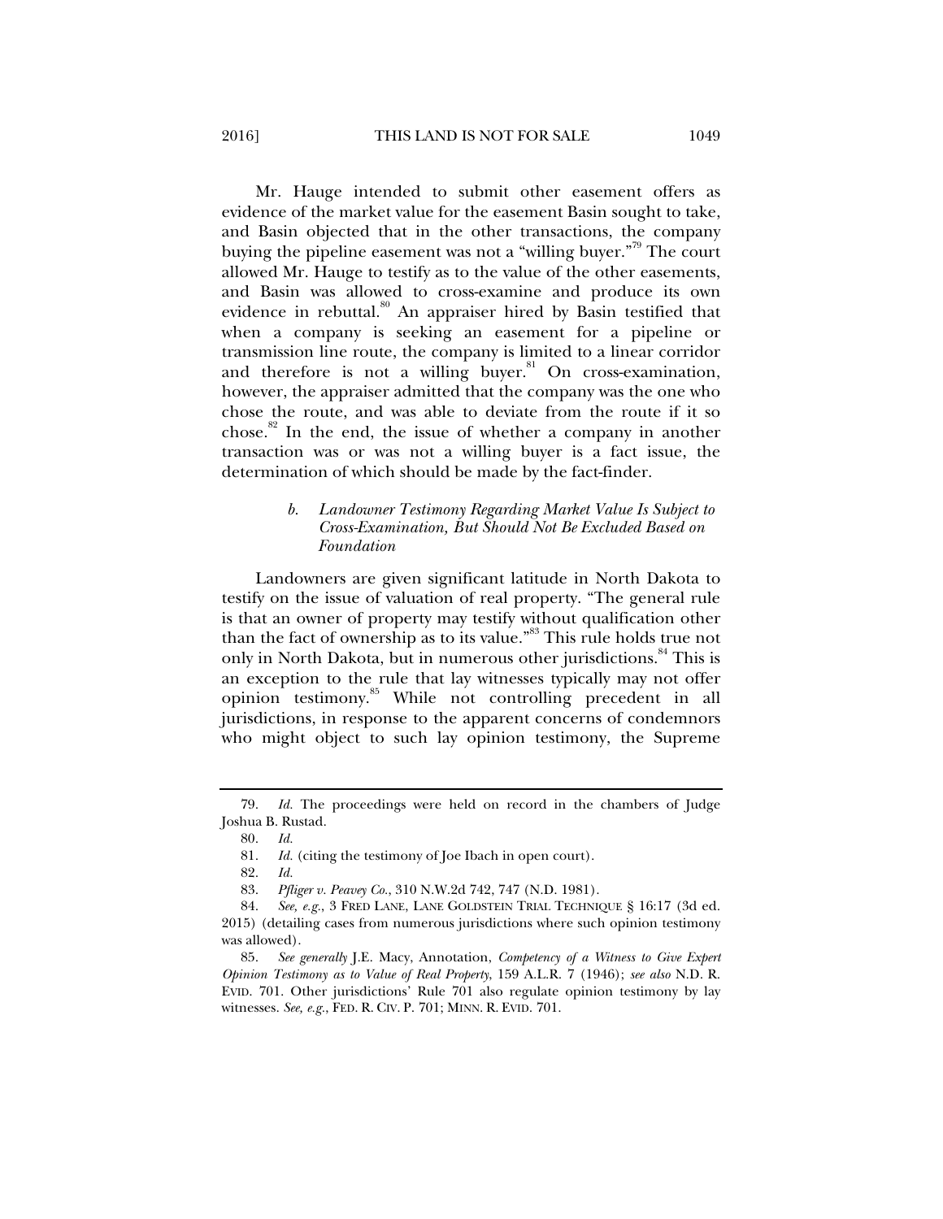Mr. Hauge intended to submit other easement offers as evidence of the market value for the easement Basin sought to take, and Basin objected that in the other transactions, the company buying the pipeline easement was not a "willing buyer."[79] The court allowed Mr. Hauge to testify as to the value of the other easements, and Basin was allowed to cross-examine and produce its own evidence in rebuttal.[80] An appraiser hired by Basin testified that when a company is seeking an easement for a pipeline or transmission line route, the company is limited to a linear corridor and therefore is not a willing buyer.[81] On cross-examination, however, the appraiser admitted that the company was the one who chose the route, and was able to deviate from the route if it so chose.[82] In the end, the issue of whether a company in another transaction was or was not a willing buyer is a fact issue, the determination of which should be made by the fact-finder.

#### *b. Landowner Testimony Regarding Market Value Is Subject to Cross-Examination, But Should Not Be Excluded Based on Foundation*

Landowners are given significant latitude in North Dakota to testify on the issue of valuation of real property. "The general rule is that an owner of property may testify without qualification other than the fact of ownership as to its value."[83] This rule holds true not only in North Dakota, but in numerous other jurisdictions.[84] This is an exception to the rule that lay witnesses typically may not offer opinion testimony.[85] While not controlling precedent in all jurisdictions, in response to the apparent concerns of condemnors who might object to such lay opinion testimony, the Supreme

---

79. *Id.* The proceedings were held on record in the chambers of Judge Joshua B. Rustad.

80. *Id.*

81. *Id.* (citing the testimony of Joe Ibach in open court).

82. *Id.*

83. *Pfliger v. Peavey Co.*, 310 N.W.2d 742, 747 (N.D. 1981).

84. *See, e.g.*, 3 FRED LANE, LANE GOLDSTEIN TRIAL TECHNIQUE § 16:17 (3d ed. 2015) (detailing cases from numerous jurisdictions where such opinion testimony was allowed).

85. *See generally* J.E. Macy, Annotation, *Competency of a Witness to Give Expert Opinion Testimony as to Value of Real Property*, 159 A.L.R. 7 (1946); *see also* N.D. R. EVID. 701. Other jurisdictions' Rule 701 also regulate opinion testimony by lay witnesses. *See, e.g.*, FED. R. CIV. P. 701; MINN. R. EVID. 701.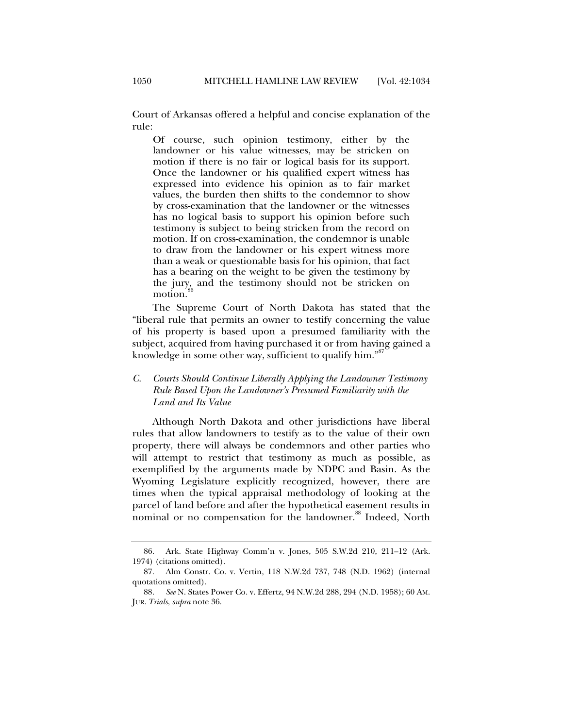Court of Arkansas offered a helpful and concise explanation of the rule:

> Of course, such opinion testimony, either by the landowner or his value witnesses, may be stricken on motion if there is no fair or logical basis for its support. Once the landowner or his qualified expert witness has expressed into evidence his opinion as to fair market values, the burden then shifts to the condemnor to show by cross-examination that the landowner or the witnesses has no logical basis to support his opinion before such testimony is subject to being stricken from the record on motion. If on cross-examination, the condemnor is unable to draw from the landowner or his expert witness more than a weak or questionable basis for his opinion, that fact has a bearing on the weight to be given the testimony by the jury, and the testimony should not be stricken on motion.[86]

The Supreme Court of North Dakota has stated that the "liberal rule that permits an owner to testify concerning the value of his property is based upon a presumed familiarity with the subject, acquired from having purchased it or from having gained a knowledge in some other way, sufficient to qualify him."[87]

### *C. Courts Should Continue Liberally Applying the Landowner Testimony Rule Based Upon the Landowner's Presumed Familiarity with the Land and Its Value*

Although North Dakota and other jurisdictions have liberal rules that allow landowners to testify as to the value of their own property, there will always be condemnors and other parties who will attempt to restrict that testimony as much as possible, as exemplified by the arguments made by NDPC and Basin. As the Wyoming Legislature explicitly recognized, however, there are times when the typical appraisal methodology of looking at the parcel of land before and after the hypothetical easement results in nominal or no compensation for the landowner.[88] Indeed, North

---

86. Ark. State Highway Comm'n v. Jones, 505 S.W.2d 210, 211–12 (Ark. 1974) (citations omitted).

87. Alm Constr. Co. v. Vertin, 118 N.W.2d 737, 748 (N.D. 1962) (internal quotations omitted).

88. *See* N. States Power Co. v. Effertz, 94 N.W.2d 288, 294 (N.D. 1958); 60 AM. JUR. *Trials*, *supra* note 36.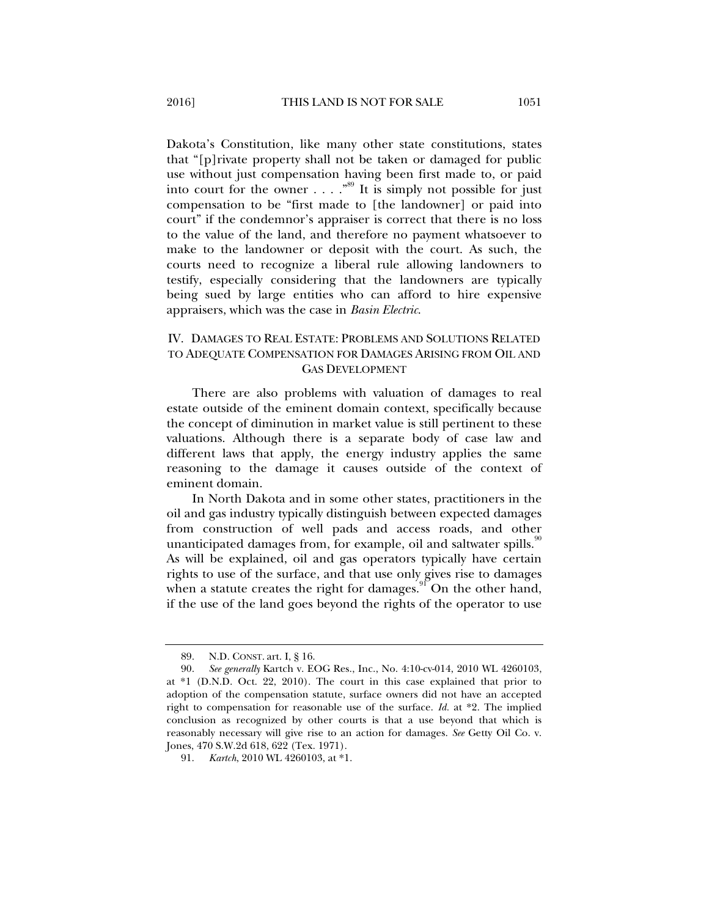Dakota's Constitution, like many other state constitutions, states that "[p]rivate property shall not be taken or damaged for public use without just compensation having been first made to, or paid into court for the owner . . . ."[89] It is simply not possible for just compensation to be "first made to [the landowner] or paid into court" if the condemnor's appraiser is correct that there is no loss to the value of the land, and therefore no payment whatsoever to make to the landowner or deposit with the court. As such, the courts need to recognize a liberal rule allowing landowners to testify, especially considering that the landowners are typically being sued by large entities who can afford to hire expensive appraisers, which was the case in *Basin Electric*.

## IV. DAMAGES TO REAL ESTATE: PROBLEMS AND SOLUTIONS RELATED TO ADEQUATE COMPENSATION FOR DAMAGES ARISING FROM OIL AND GAS DEVELOPMENT

There are also problems with valuation of damages to real estate outside of the eminent domain context, specifically because the concept of diminution in market value is still pertinent to these valuations. Although there is a separate body of case law and different laws that apply, the energy industry applies the same reasoning to the damage it causes outside of the context of eminent domain.

In North Dakota and in some other states, practitioners in the oil and gas industry typically distinguish between expected damages from construction of well pads and access roads, and other unanticipated damages from, for example, oil and saltwater spills.[90] As will be explained, oil and gas operators typically have certain rights to use of the surface, and that use only gives rise to damages when a statute creates the right for damages.[91] On the other hand, if the use of the land goes beyond the rights of the operator to use

---

89. N.D. CONST. art. I, § 16.

90. *See generally* Kartch v. EOG Res., Inc., No. 4:10-cv-014, 2010 WL 4260103, at *1 (D.N.D. Oct. 22, 2010). The court in this case explained that prior to adoption of the compensation statute, surface owners did not have an accepted right to compensation for reasonable use of the surface. *Id.* at *2. The implied conclusion as recognized by other courts is that a use beyond that which is reasonably necessary will give rise to an action for damages. *See* Getty Oil Co. v. Jones, 470 S.W.2d 618, 622 (Tex. 1971).

91. *Kartch*, 2010 WL 4260103, at *1.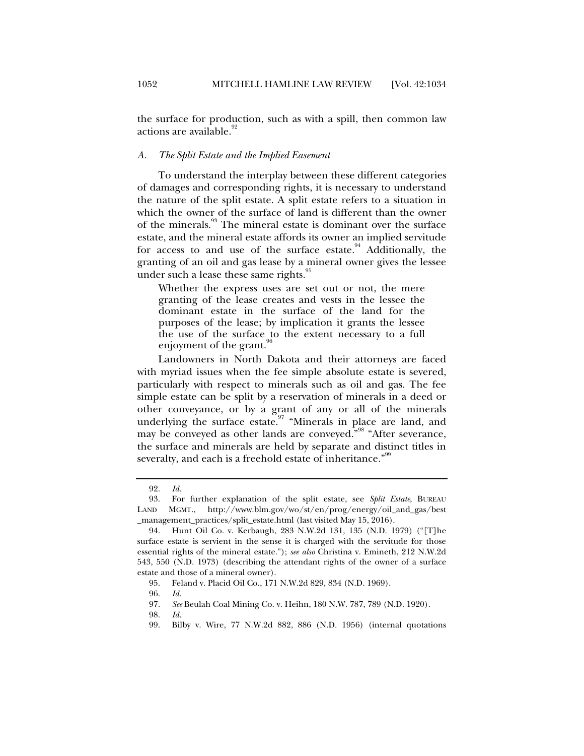the surface for production, such as with a spill, then common law actions are available.[92]

### *A. The Split Estate and the Implied Easement*

To understand the interplay between these different categories of damages and corresponding rights, it is necessary to understand the nature of the split estate. A split estate refers to a situation in which the owner of the surface of land is different than the owner of the minerals.[93] The mineral estate is dominant over the surface estate, and the mineral estate affords its owner an implied servitude for access to and use of the surface estate.[94] Additionally, the granting of an oil and gas lease by a mineral owner gives the lessee under such a lease these same rights.[95]

> Whether the express uses are set out or not, the mere granting of the lease creates and vests in the lessee the dominant estate in the surface of the land for the purposes of the lease; by implication it grants the lessee the use of the surface to the extent necessary to a full enjoyment of the grant.[96]

Landowners in North Dakota and their attorneys are faced with myriad issues when the fee simple absolute estate is severed, particularly with respect to minerals such as oil and gas. The fee simple estate can be split by a reservation of minerals in a deed or other conveyance, or by a grant of any or all of the minerals underlying the surface estate.[97] "Minerals in place are land, and may be conveyed as other lands are conveyed."[98] "After severance, the surface and minerals are held by separate and distinct titles in severalty, and each is a freehold estate of inheritance."[99]

---

92. *Id.*

93. For further explanation of the split estate, see *Split Estate*, BUREAU LAND MGMT., http://www.blm.gov/wo/st/en/prog/energy/oil_and_gas/best_management_practices/split_estate.html (last visited May 15, 2016).

94. Hunt Oil Co. v. Kerbaugh, 283 N.W.2d 131, 135 (N.D. 1979) ("[T]he surface estate is servient in the sense it is charged with the servitude for those essential rights of the mineral estate."); *see also* Christina v. Emineth, 212 N.W.2d 543, 550 (N.D. 1973) (describing the attendant rights of the owner of a surface estate and those of a mineral owner).

95. Feland v. Placid Oil Co., 171 N.W.2d 829, 834 (N.D. 1969).

96. *Id.*

97. *See* Beulah Coal Mining Co. v. Heihn, 180 N.W. 787, 789 (N.D. 1920).

98. *Id.*

99. Bilby v. Wire, 77 N.W.2d 882, 886 (N.D. 1956) (internal quotations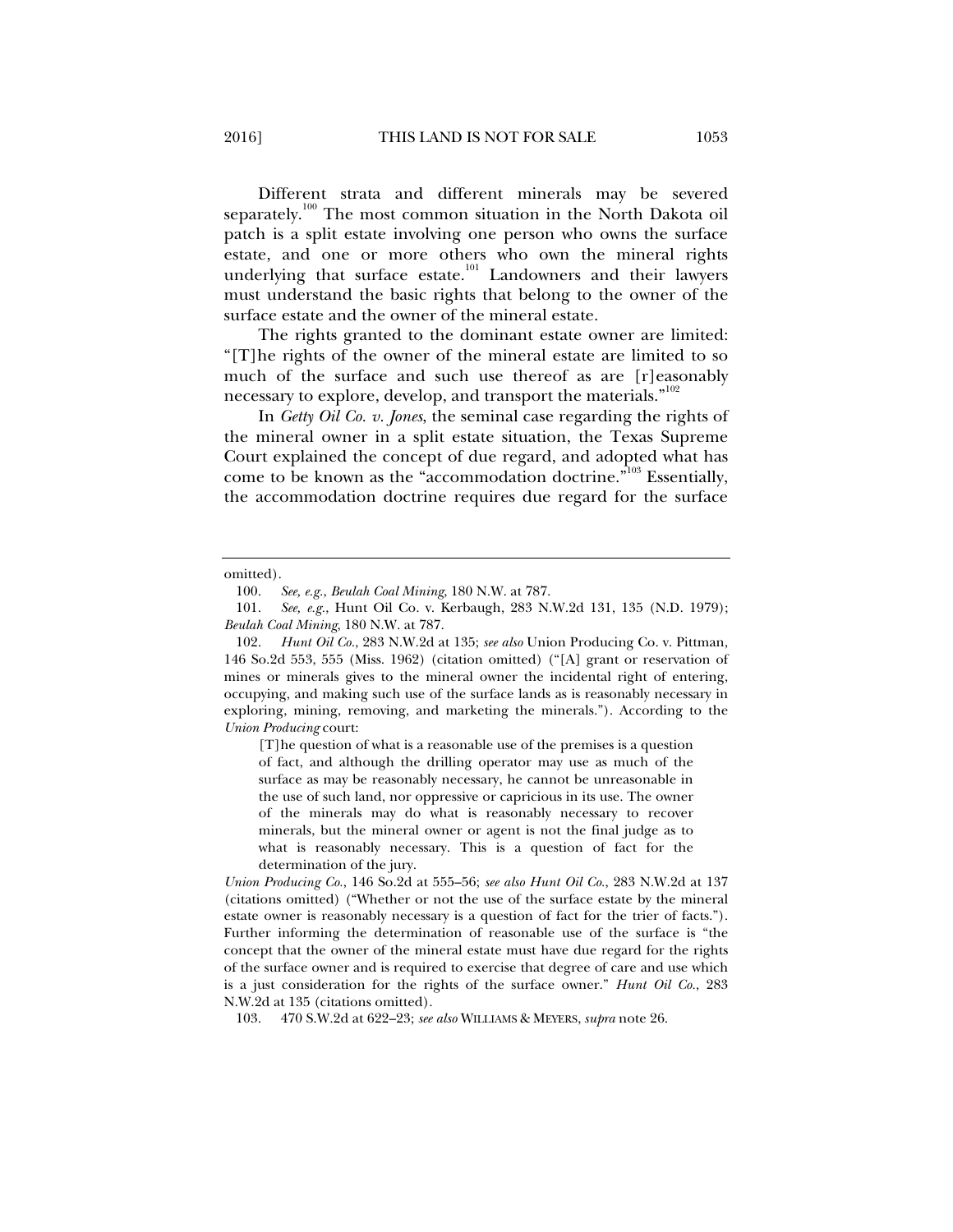Different strata and different minerals may be severed separately.[100] The most common situation in the North Dakota oil patch is a split estate involving one person who owns the surface estate, and one or more others who own the mineral rights underlying that surface estate.[101] Landowners and their lawyers must understand the basic rights that belong to the owner of the surface estate and the owner of the mineral estate.

The rights granted to the dominant estate owner are limited: "[T]he rights of the owner of the mineral estate are limited to so much of the surface and such use thereof as are [r]easonably necessary to explore, develop, and transport the materials."[102]

In *Getty Oil Co. v. Jones*, the seminal case regarding the rights of the mineral owner in a split estate situation, the Texas Supreme Court explained the concept of due regard, and adopted what has come to be known as the "accommodation doctrine."[103] Essentially, the accommodation doctrine requires due regard for the surface

---

omitted).

100. *See, e.g.*, *Beulah Coal Mining*, 180 N.W. at 787.

101. *See, e.g.*, Hunt Oil Co. v. Kerbaugh, 283 N.W.2d 131, 135 (N.D. 1979); *Beulah Coal Mining*, 180 N.W. at 787.

102. *Hunt Oil Co.*, 283 N.W.2d at 135; *see also* Union Producing Co. v. Pittman, 146 So.2d 553, 555 (Miss. 1962) (citation omitted) ("[A] grant or reservation of mines or minerals gives to the mineral owner the incidental right of entering, occupying, and making such use of the surface lands as is reasonably necessary in exploring, mining, removing, and marketing the minerals."). According to the *Union Producing* court:

> [T]he question of what is a reasonable use of the premises is a question of fact, and although the drilling operator may use as much of the surface as may be reasonably necessary, he cannot be unreasonable in the use of such land, nor oppressive or capricious in its use. The owner of the minerals may do what is reasonably necessary to recover minerals, but the mineral owner or agent is not the final judge as to what is reasonably necessary. This is a question of fact for the determination of the jury.

*Union Producing Co.*, 146 So.2d at 555–56; *see also Hunt Oil Co.*, 283 N.W.2d at 137 (citations omitted) ("Whether or not the use of the surface estate by the mineral estate owner is reasonably necessary is a question of fact for the trier of facts."). Further informing the determination of reasonable use of the surface is "the concept that the owner of the mineral estate must have due regard for the rights of the surface owner and is required to exercise that degree of care and use which is a just consideration for the rights of the surface owner." *Hunt Oil Co.*, 283 N.W.2d at 135 (citations omitted).

103. 470 S.W.2d at 622–23; *see also* WILLIAMS & MEYERS, *supra* note 26.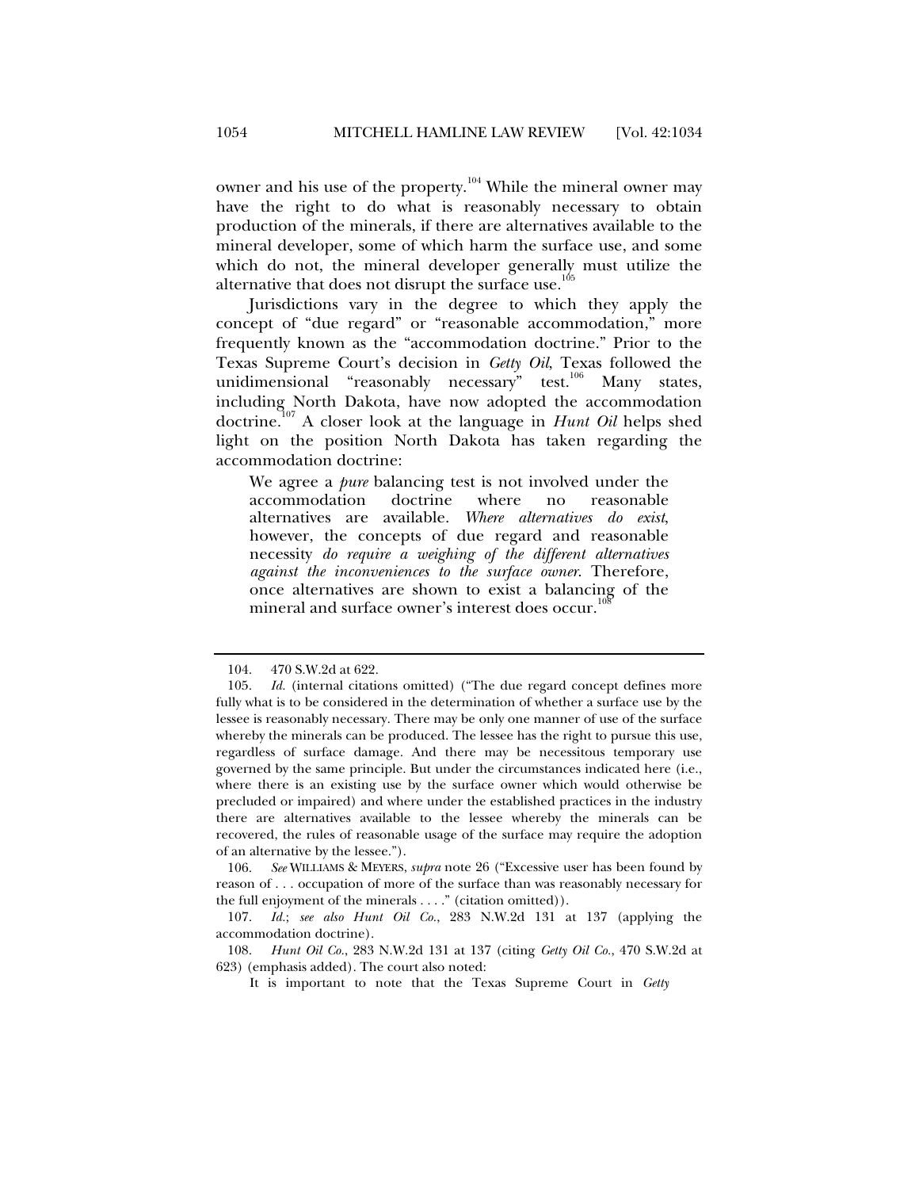owner and his use of the property.[104] While the mineral owner may have the right to do what is reasonably necessary to obtain production of the minerals, if there are alternatives available to the mineral developer, some of which harm the surface use, and some which do not, the mineral developer generally must utilize the alternative that does not disrupt the surface use.[105]

Jurisdictions vary in the degree to which they apply the concept of "due regard" or "reasonable accommodation," more frequently known as the "accommodation doctrine." Prior to the Texas Supreme Court's decision in *Getty Oil*, Texas followed the unidimensional "reasonably necessary" test.[106] Many states, including North Dakota, have now adopted the accommodation doctrine.[107] A closer look at the language in *Hunt Oil* helps shed light on the position North Dakota has taken regarding the accommodation doctrine:

> We agree a *pure* balancing test is not involved under the accommodation doctrine where no reasonable alternatives are available. *Where alternatives do exist*, however, the concepts of due regard and reasonable necessity *do require a weighing of the different alternatives against the inconveniences to the surface owner*. Therefore, once alternatives are shown to exist a balancing of the mineral and surface owner's interest does occur.[108]

---

104. 470 S.W.2d at 622.

105. *Id.* (internal citations omitted) ("The due regard concept defines more fully what is to be considered in the determination of whether a surface use by the lessee is reasonably necessary. There may be only one manner of use of the surface whereby the minerals can be produced. The lessee has the right to pursue this use, regardless of surface damage. And there may be necessitous temporary use governed by the same principle. But under the circumstances indicated here (i.e., where there is an existing use by the surface owner which would otherwise be precluded or impaired) and where under the established practices in the industry there are alternatives available to the lessee whereby the minerals can be recovered, the rules of reasonable usage of the surface may require the adoption of an alternative by the lessee.").

106. *See* WILLIAMS & MEYERS, *supra* note 26 ("Excessive user has been found by reason of . . . occupation of more of the surface than was reasonably necessary for the full enjoyment of the minerals . . . ." (citation omitted)).

107. *Id.*; *see also Hunt Oil Co.*, 283 N.W.2d 131 at 137 (applying the accommodation doctrine).

108. *Hunt Oil Co.*, 283 N.W.2d 131 at 137 (citing *Getty Oil Co.*, 470 S.W.2d at 623) (emphasis added). The court also noted:

> It is important to note that the Texas Supreme Court in *Getty*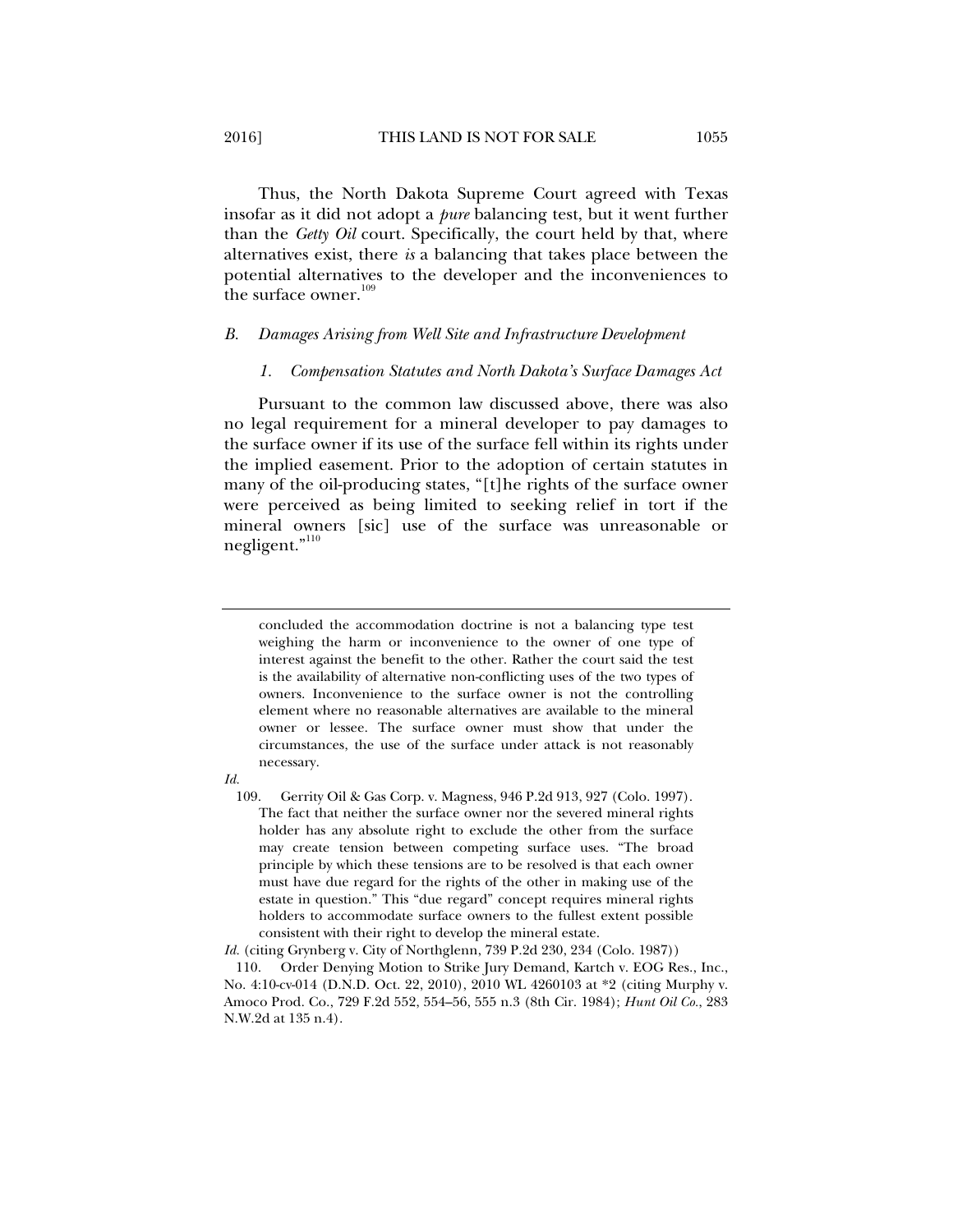Thus, the North Dakota Supreme Court agreed with Texas insofar as it did not adopt a *pure* balancing test, but it went further than the *Getty Oil* court. Specifically, the court held by that, where alternatives exist, there *is* a balancing that takes place between the potential alternatives to the developer and the inconveniences to the surface owner.[109]

### *B. Damages Arising from Well Site and Infrastructure Development*

#### *1. Compensation Statutes and North Dakota's Surface Damages Act*

Pursuant to the common law discussed above, there was also no legal requirement for a mineral developer to pay damages to the surface owner if its use of the surface fell within its rights under the implied easement. Prior to the adoption of certain statutes in many of the oil-producing states, "[t]he rights of the surface owner were perceived as being limited to seeking relief in tort if the mineral owners [sic] use of the surface was unreasonable or negligent."[110]

---

> concluded the accommodation doctrine is not a balancing type test weighing the harm or inconvenience to the owner of one type of interest against the benefit to the other. Rather the court said the test is the availability of alternative non-conflicting uses of the two types of owners. Inconvenience to the surface owner is not the controlling element where no reasonable alternatives are available to the mineral owner or lessee. The surface owner must show that under the circumstances, the use of the surface under attack is not reasonably necessary.

*Id.*

109. Gerrity Oil & Gas Corp. v. Magness, 946 P.2d 913, 927 (Colo. 1997).

> The fact that neither the surface owner nor the severed mineral rights holder has any absolute right to exclude the other from the surface may create tension between competing surface uses. "The broad principle by which these tensions are to be resolved is that each owner must have due regard for the rights of the other in making use of the estate in question." This "due regard" concept requires mineral rights holders to accommodate surface owners to the fullest extent possible consistent with their right to develop the mineral estate.

*Id.* (citing Grynberg v. City of Northglenn, 739 P.2d 230, 234 (Colo. 1987))

110. Order Denying Motion to Strike Jury Demand, Kartch v. EOG Res., Inc., No. 4:10-cv-014 (D.N.D. Oct. 22, 2010), 2010 WL 4260103 at *2 (citing Murphy v. Amoco Prod. Co., 729 F.2d 552, 554–56, 555 n.3 (8th Cir. 1984); *Hunt Oil Co.*, 283 N.W.2d at 135 n.4).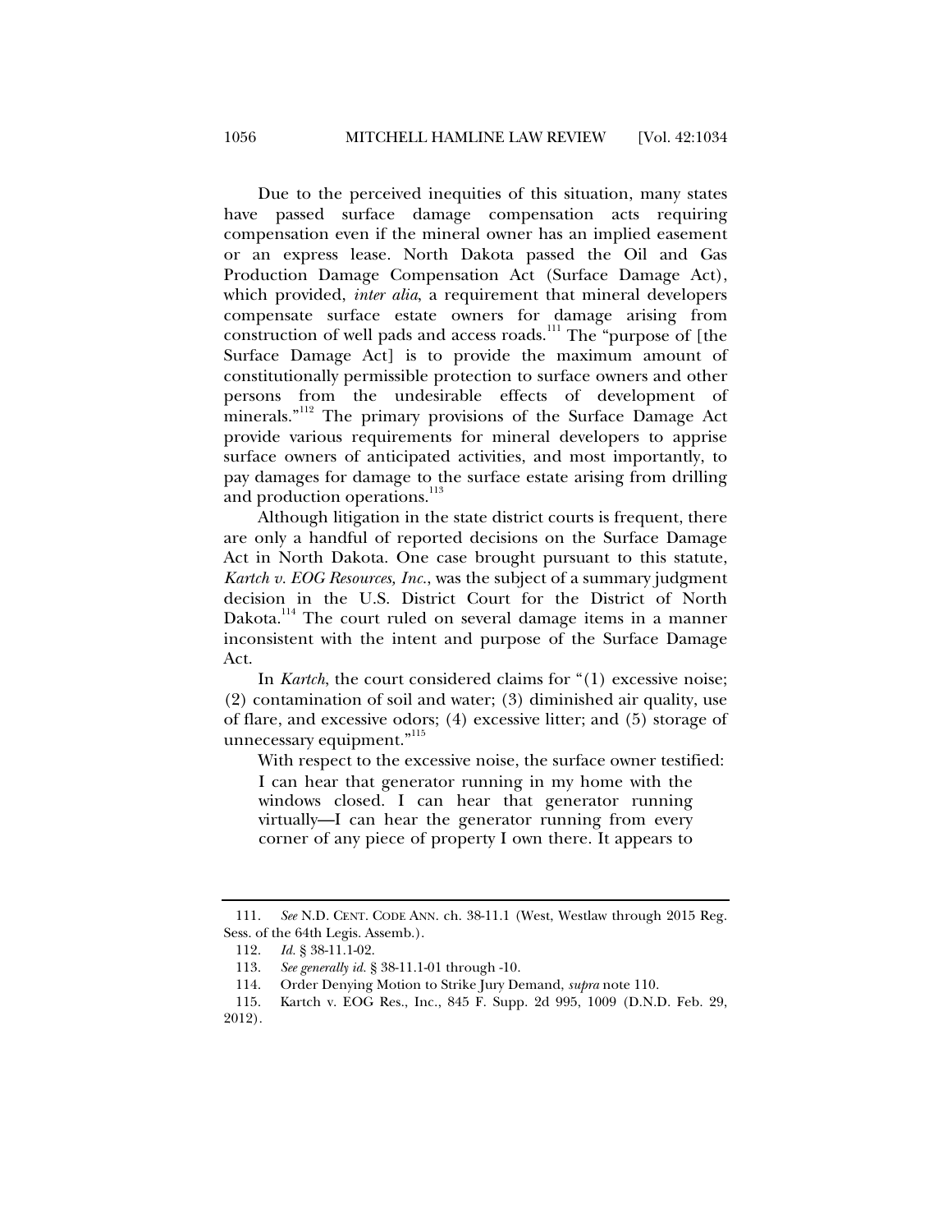Due to the perceived inequities of this situation, many states have passed surface damage compensation acts requiring compensation even if the mineral owner has an implied easement or an express lease. North Dakota passed the Oil and Gas Production Damage Compensation Act (Surface Damage Act), which provided, *inter alia*, a requirement that mineral developers compensate surface estate owners for damage arising from construction of well pads and access roads.[111] The "purpose of [the Surface Damage Act] is to provide the maximum amount of constitutionally permissible protection to surface owners and other persons from the undesirable effects of development of minerals."[112] The primary provisions of the Surface Damage Act provide various requirements for mineral developers to apprise surface owners of anticipated activities, and most importantly, to pay damages for damage to the surface estate arising from drilling and production operations.[113]

Although litigation in the state district courts is frequent, there are only a handful of reported decisions on the Surface Damage Act in North Dakota. One case brought pursuant to this statute, *Kartch v. EOG Resources, Inc.*, was the subject of a summary judgment decision in the U.S. District Court for the District of North Dakota.[114] The court ruled on several damage items in a manner inconsistent with the intent and purpose of the Surface Damage Act.

In *Kartch*, the court considered claims for "(1) excessive noise; (2) contamination of soil and water; (3) diminished air quality, use of flare, and excessive odors; (4) excessive litter; and (5) storage of unnecessary equipment."[115]

With respect to the excessive noise, the surface owner testified:

> I can hear that generator running in my home with the windows closed. I can hear that generator running virtually—I can hear the generator running from every corner of any piece of property I own there. It appears to

---

111. *See* N.D. CENT. CODE ANN. ch. 38-11.1 (West, Westlaw through 2015 Reg. Sess. of the 64th Legis. Assemb.).

112. *Id.* § 38-11.1-02.

113. *See generally id.* § 38-11.1-01 through -10.

114. Order Denying Motion to Strike Jury Demand, *supra* note 110.

115. Kartch v. EOG Res., Inc., 845 F. Supp. 2d 995, 1009 (D.N.D. Feb. 29, 2012).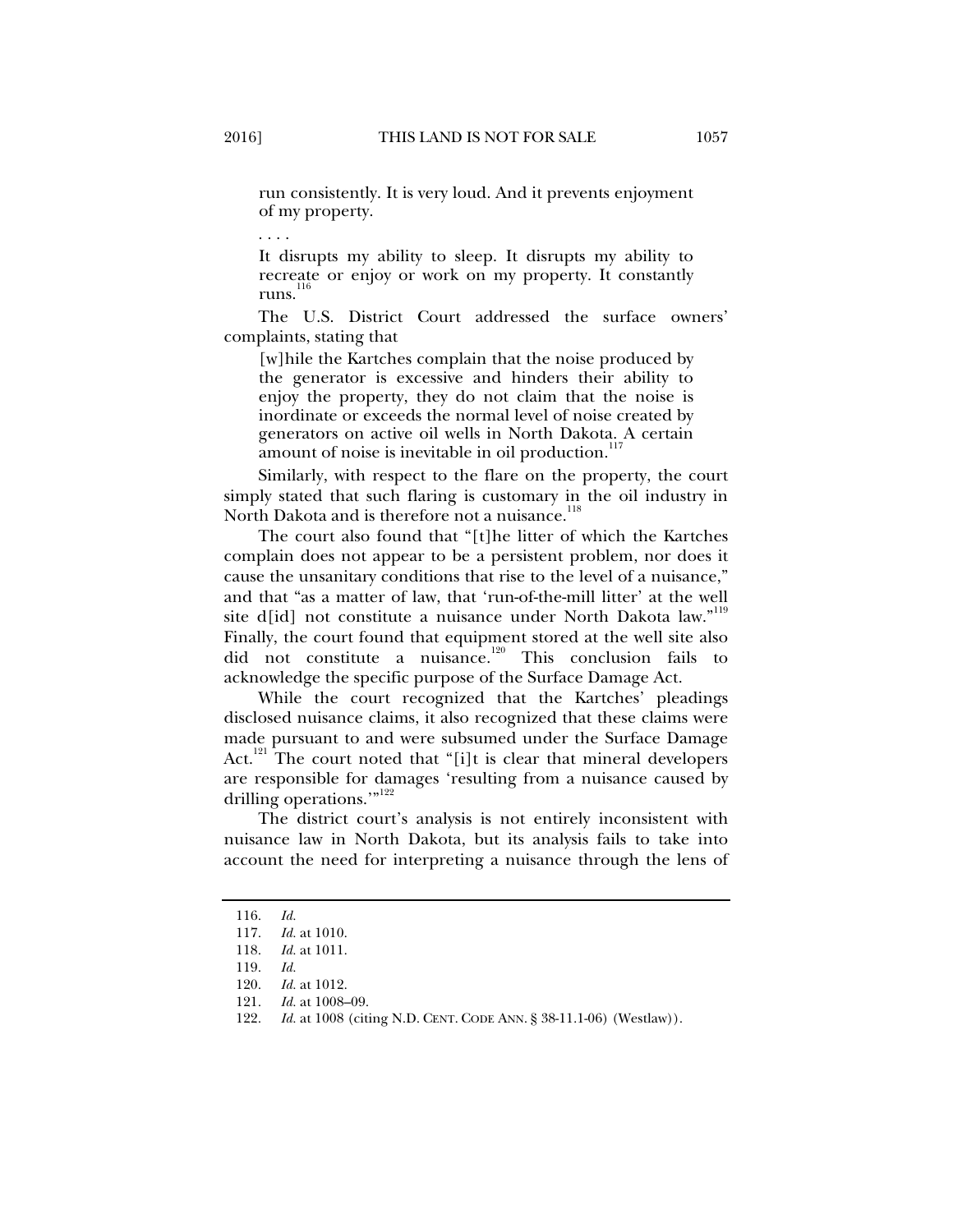> run consistently. It is very loud. And it prevents enjoyment of my property.
>
> . . . .
>
> It disrupts my ability to sleep. It disrupts my ability to recreate or enjoy or work on my property. It constantly runs.[116]

The U.S. District Court addressed the surface owners' complaints, stating that

> [w]hile the Kartches complain that the noise produced by the generator is excessive and hinders their ability to enjoy the property, they do not claim that the noise is inordinate or exceeds the normal level of noise created by generators on active oil wells in North Dakota. A certain amount of noise is inevitable in oil production.[117]

Similarly, with respect to the flare on the property, the court simply stated that such flaring is customary in the oil industry in North Dakota and is therefore not a nuisance.[118]

The court also found that "[t]he litter of which the Kartches complain does not appear to be a persistent problem, nor does it cause the unsanitary conditions that rise to the level of a nuisance," and that "as a matter of law, that 'run-of-the-mill litter' at the well site d[id] not constitute a nuisance under North Dakota law."[119] Finally, the court found that equipment stored at the well site also did not constitute a nuisance.[120] This conclusion fails to acknowledge the specific purpose of the Surface Damage Act.

While the court recognized that the Kartches' pleadings disclosed nuisance claims, it also recognized that these claims were made pursuant to and were subsumed under the Surface Damage Act.[121] The court noted that "[i]t is clear that mineral developers are responsible for damages 'resulting from a nuisance caused by drilling operations.'"[122]

The district court's analysis is not entirely inconsistent with nuisance law in North Dakota, but its analysis fails to take into account the need for interpreting a nuisance through the lens of

---

116. *Id.*

117. *Id.* at 1010.

118. *Id.* at 1011.

119. *Id.*

120. *Id.* at 1012.

121. *Id.* at 1008–09.

122. *Id.* at 1008 (citing N.D. CENT. CODE ANN. § 38-11.1-06) (Westlaw)).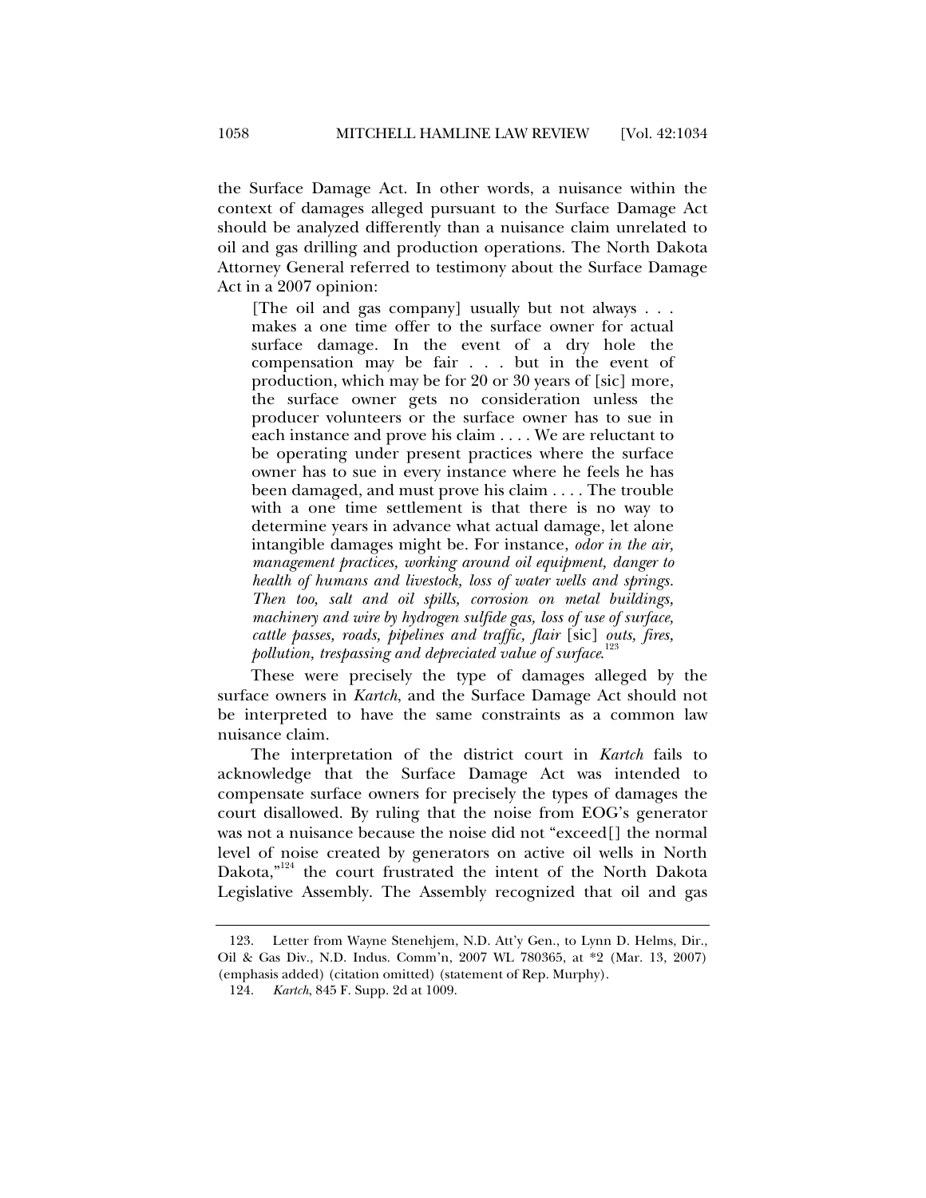the Surface Damage Act. In other words, a nuisance within the context of damages alleged pursuant to the Surface Damage Act should be analyzed differently than a nuisance claim unrelated to oil and gas drilling and production operations. The North Dakota Attorney General referred to testimony about the Surface Damage Act in a 2007 opinion:

> [The oil and gas company] usually but not always . . . makes a one time offer to the surface owner for actual surface damage. In the event of a dry hole the compensation may be fair . . . but in the event of production, which may be for 20 or 30 years of [sic] more, the surface owner gets no consideration unless the producer volunteers or the surface owner has to sue in each instance and prove his claim . . . . We are reluctant to be operating under present practices where the surface owner has to sue in every instance where he feels he has been damaged, and must prove his claim . . . . The trouble with a one time settlement is that there is no way to determine years in advance what actual damage, let alone intangible damages might be. For instance, *odor in the air, management practices, working around oil equipment, danger to health of humans and livestock, loss of water wells and springs. Then too, salt and oil spills, corrosion on metal buildings, machinery and wire by hydrogen sulfide gas, loss of use of surface, cattle passes, roads, pipelines and traffic, flair* [sic] *outs, fires, pollution, trespassing and depreciated value of surface*.[123]

These were precisely the type of damages alleged by the surface owners in *Kartch*, and the Surface Damage Act should not be interpreted to have the same constraints as a common law nuisance claim.

The interpretation of the district court in *Kartch* fails to acknowledge that the Surface Damage Act was intended to compensate surface owners for precisely the types of damages the court disallowed. By ruling that the noise from EOG's generator was not a nuisance because the noise did not "exceed[] the normal level of noise created by generators on active oil wells in North Dakota,"[124] the court frustrated the intent of the North Dakota Legislative Assembly. The Assembly recognized that oil and gas

---

123. Letter from Wayne Stenehjem, N.D. Att'y Gen., to Lynn D. Helms, Dir., Oil & Gas Div., N.D. Indus. Comm'n, 2007 WL 780365, at *2 (Mar. 13, 2007) (emphasis added) (citation omitted) (statement of Rep. Murphy).

124. *Kartch*, 845 F. Supp. 2d at 1009.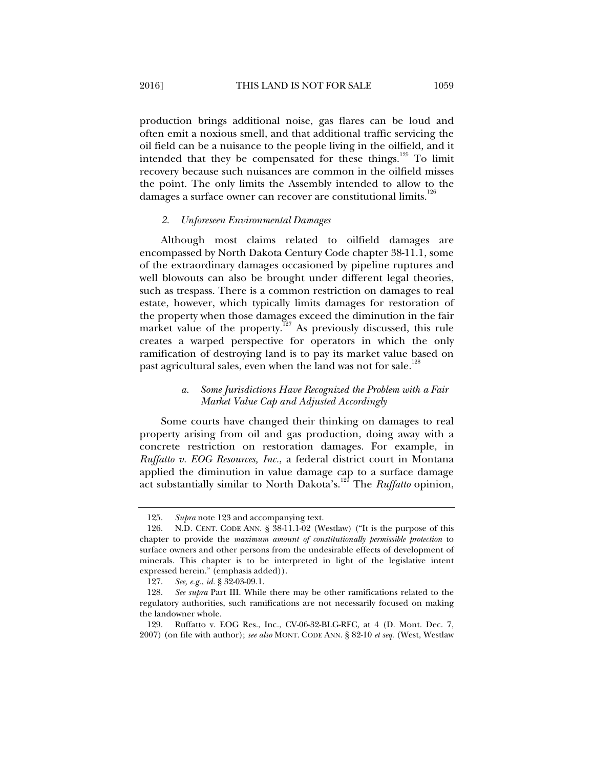production brings additional noise, gas flares can be loud and often emit a noxious smell, and that additional traffic servicing the oil field can be a nuisance to the people living in the oilfield, and it intended that they be compensated for these things.[125] To limit recovery because such nuisances are common in the oilfield misses the point. The only limits the Assembly intended to allow to the damages a surface owner can recover are constitutional limits.[126]

### *2. Unforeseen Environmental Damages*

Although most claims related to oilfield damages are encompassed by North Dakota Century Code chapter 38-11.1, some of the extraordinary damages occasioned by pipeline ruptures and well blowouts can also be brought under different legal theories, such as trespass. There is a common restriction on damages to real estate, however, which typically limits damages for restoration of the property when those damages exceed the diminution in the fair market value of the property.[127] As previously discussed, this rule creates a warped perspective for operators in which the only ramification of destroying land is to pay its market value based on past agricultural sales, even when the land was not for sale.[128]

#### *a. Some Jurisdictions Have Recognized the Problem with a Fair Market Value Cap and Adjusted Accordingly*

Some courts have changed their thinking on damages to real property arising from oil and gas production, doing away with a concrete restriction on restoration damages. For example, in *Ruffatto v. EOG Resources, Inc.*, a federal district court in Montana applied the diminution in value damage cap to a surface damage act substantially similar to North Dakota's.[129] The *Ruffatto* opinion,

---

125. *Supra* note 123 and accompanying text.

126. N.D. CENT. CODE ANN. § 38-11.1-02 (Westlaw) ("It is the purpose of this chapter to provide the *maximum amount of constitutionally permissible protection* to surface owners and other persons from the undesirable effects of development of minerals. This chapter is to be interpreted in light of the legislative intent expressed herein." (emphasis added)).

127. *See, e.g.*, *id.* § 32-03-09.1.

128. *See supra* Part III. While there may be other ramifications related to the regulatory authorities, such ramifications are not necessarily focused on making the landowner whole.

129. Ruffatto v. EOG Res., Inc., CV-06-32-BLG-RFC, at 4 (D. Mont. Dec. 7, 2007) (on file with author); *see also* MONT. CODE ANN. § 82-10 *et seq.* (West, Westlaw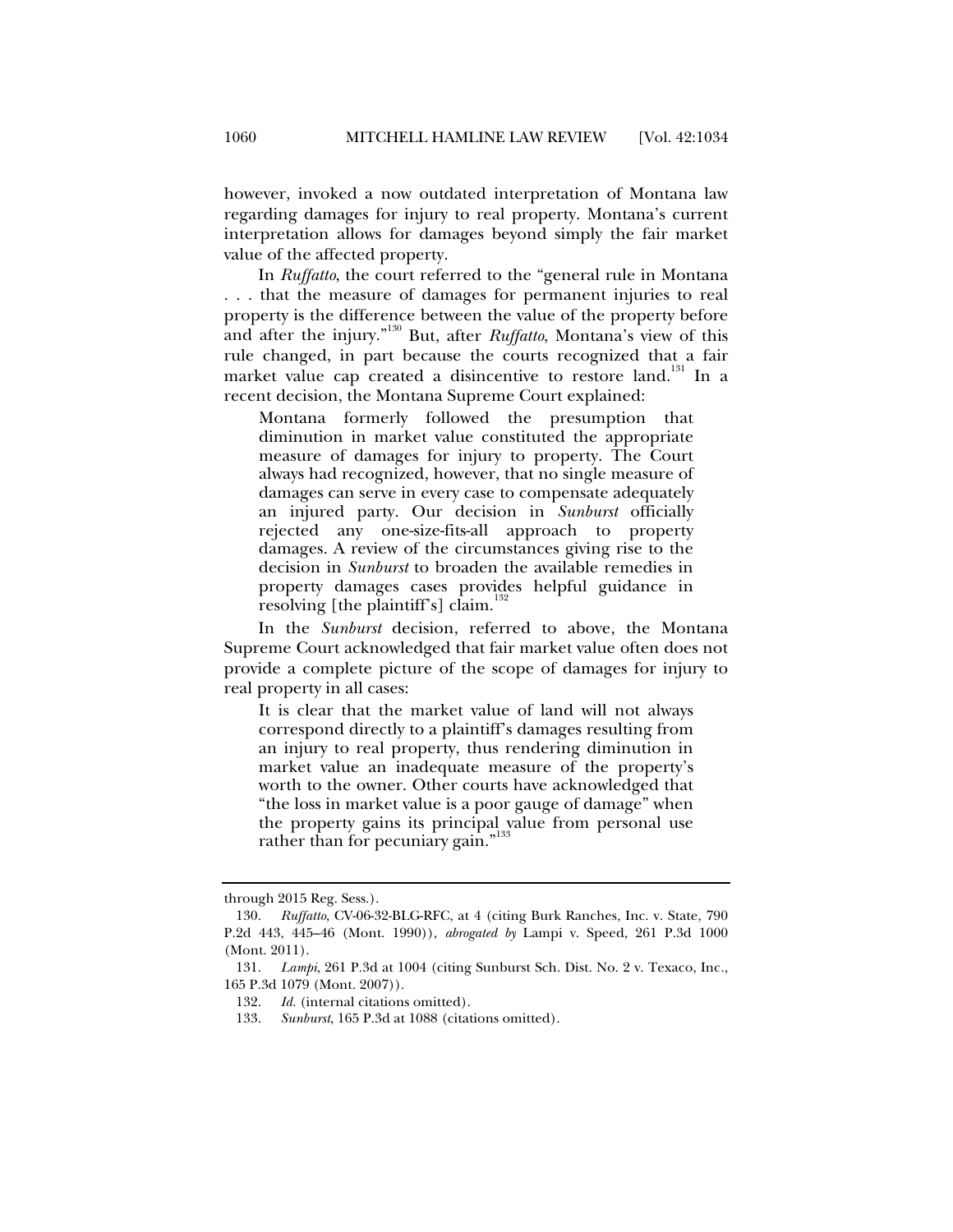however, invoked a now outdated interpretation of Montana law regarding damages for injury to real property. Montana's current interpretation allows for damages beyond simply the fair market value of the affected property.

In *Ruffatto*, the court referred to the "general rule in Montana . . . that the measure of damages for permanent injuries to real property is the difference between the value of the property before and after the injury."[130] But, after *Ruffatto*, Montana's view of this rule changed, in part because the courts recognized that a fair market value cap created a disincentive to restore land.[131] In a recent decision, the Montana Supreme Court explained:

> Montana formerly followed the presumption that diminution in market value constituted the appropriate measure of damages for injury to property. The Court always had recognized, however, that no single measure of damages can serve in every case to compensate adequately an injured party. Our decision in *Sunburst* officially rejected any one-size-fits-all approach to property damages. A review of the circumstances giving rise to the decision in *Sunburst* to broaden the available remedies in property damages cases provides helpful guidance in resolving [the plaintiff's] claim.[132]

In the *Sunburst* decision, referred to above, the Montana Supreme Court acknowledged that fair market value often does not provide a complete picture of the scope of damages for injury to real property in all cases:

> It is clear that the market value of land will not always correspond directly to a plaintiff's damages resulting from an injury to real property, thus rendering diminution in market value an inadequate measure of the property's worth to the owner. Other courts have acknowledged that "the loss in market value is a poor gauge of damage" when the property gains its principal value from personal use rather than for pecuniary gain."[133]

---

through 2015 Reg. Sess.).

130. *Ruffatto*, CV-06-32-BLG-RFC, at 4 (citing Burk Ranches, Inc. v. State, 790 P.2d 443, 445–46 (Mont. 1990)), *abrogated by* Lampi v. Speed, 261 P.3d 1000 (Mont. 2011).

131. *Lampi*, 261 P.3d at 1004 (citing Sunburst Sch. Dist. No. 2 v. Texaco, Inc., 165 P.3d 1079 (Mont. 2007)).

132. *Id.* (internal citations omitted).

133. *Sunburst*, 165 P.3d at 1088 (citations omitted).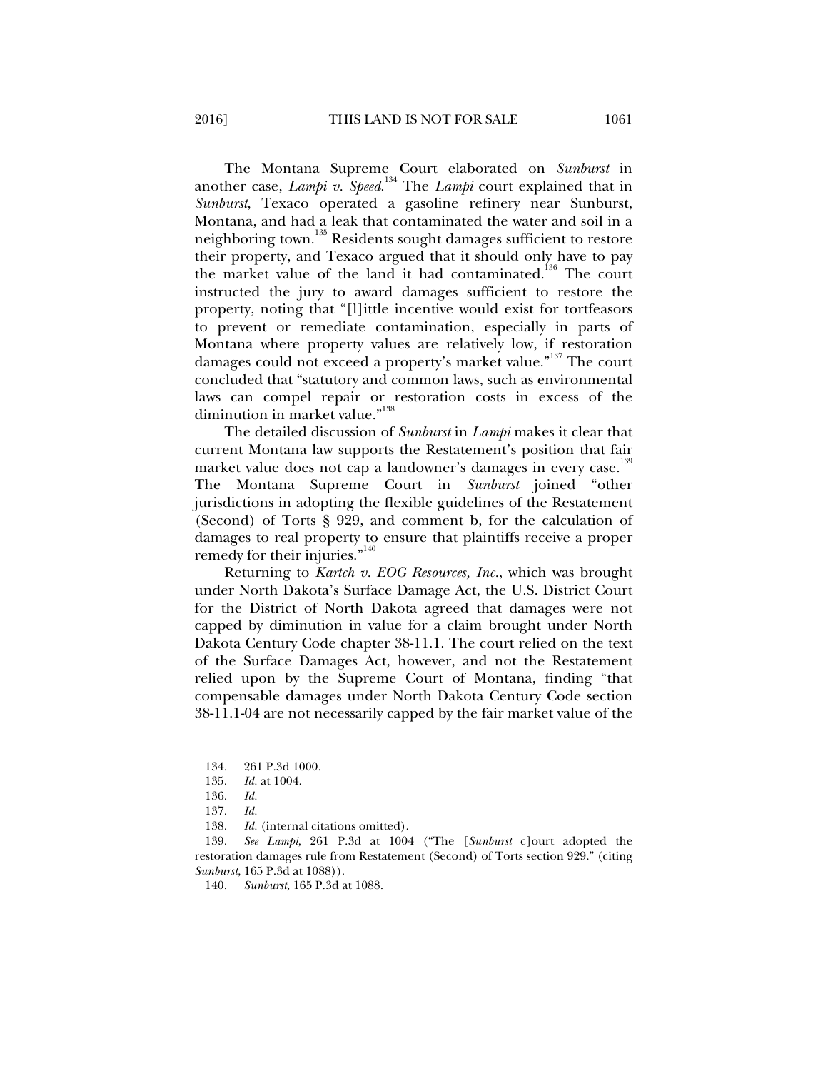The Montana Supreme Court elaborated on *Sunburst* in another case, *Lampi v. Speed*.[134] The *Lampi* court explained that in *Sunburst*, Texaco operated a gasoline refinery near Sunburst, Montana, and had a leak that contaminated the water and soil in a neighboring town.[135] Residents sought damages sufficient to restore their property, and Texaco argued that it should only have to pay the market value of the land it had contaminated.[136] The court instructed the jury to award damages sufficient to restore the property, noting that "[l]ittle incentive would exist for tortfeasors to prevent or remediate contamination, especially in parts of Montana where property values are relatively low, if restoration damages could not exceed a property's market value."[137] The court concluded that "statutory and common laws, such as environmental laws can compel repair or restoration costs in excess of the diminution in market value."[138]

The detailed discussion of *Sunburst* in *Lampi* makes it clear that current Montana law supports the Restatement's position that fair market value does not cap a landowner's damages in every case.[139] The Montana Supreme Court in *Sunburst* joined "other jurisdictions in adopting the flexible guidelines of the Restatement (Second) of Torts § 929, and comment b, for the calculation of damages to real property to ensure that plaintiffs receive a proper remedy for their injuries."[140]

Returning to *Kartch v. EOG Resources, Inc.*, which was brought under North Dakota's Surface Damage Act, the U.S. District Court for the District of North Dakota agreed that damages were not capped by diminution in value for a claim brought under North Dakota Century Code chapter 38-11.1. The court relied on the text of the Surface Damages Act, however, and not the Restatement relied upon by the Supreme Court of Montana, finding "that compensable damages under North Dakota Century Code section 38-11.1-04 are not necessarily capped by the fair market value of the

---

134. 261 P.3d 1000.

135. *Id.* at 1004.

136. *Id.*

137. *Id.*

138. *Id.* (internal citations omitted).

139. *See Lampi*, 261 P.3d at 1004 ("The [*Sunburst* c]ourt adopted the restoration damages rule from Restatement (Second) of Torts section 929." (citing *Sunburst*, 165 P.3d at 1088)).

140. *Sunburst*, 165 P.3d at 1088.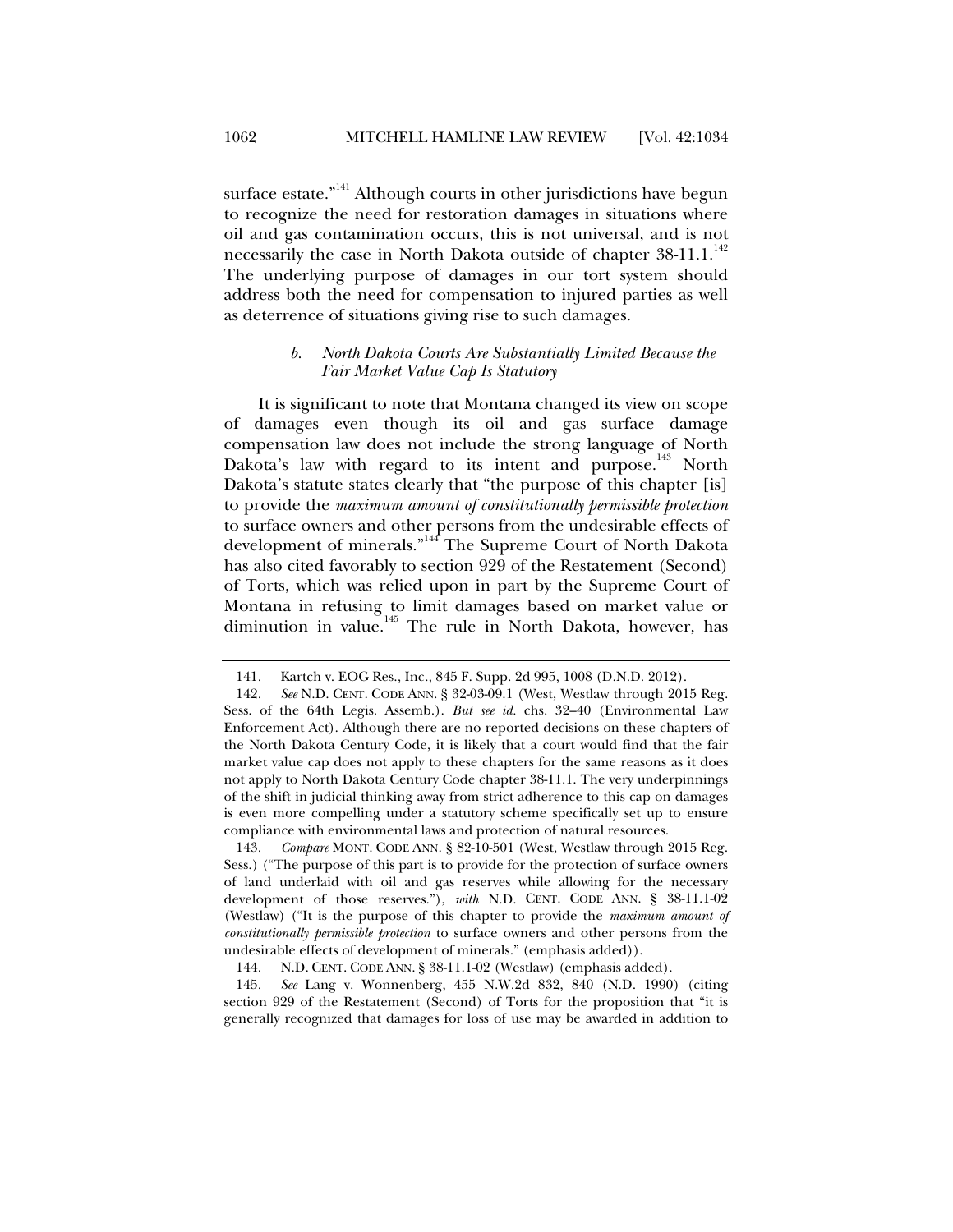surface estate."[141] Although courts in other jurisdictions have begun to recognize the need for restoration damages in situations where oil and gas contamination occurs, this is not universal, and is not necessarily the case in North Dakota outside of chapter 38-11.1.[142] The underlying purpose of damages in our tort system should address both the need for compensation to injured parties as well as deterrence of situations giving rise to such damages.

#### *b. North Dakota Courts Are Substantially Limited Because the Fair Market Value Cap Is Statutory*

It is significant to note that Montana changed its view on scope of damages even though its oil and gas surface damage compensation law does not include the strong language of North Dakota's law with regard to its intent and purpose.[143] North Dakota's statute states clearly that "the purpose of this chapter [is] to provide the *maximum amount of constitutionally permissible protection* to surface owners and other persons from the undesirable effects of development of minerals."[144] The Supreme Court of North Dakota has also cited favorably to section 929 of the Restatement (Second) of Torts, which was relied upon in part by the Supreme Court of Montana in refusing to limit damages based on market value or diminution in value.[145] The rule in North Dakota, however, has

---

141. Kartch v. EOG Res., Inc., 845 F. Supp. 2d 995, 1008 (D.N.D. 2012).

142. *See* N.D. CENT. CODE ANN. § 32-03-09.1 (West, Westlaw through 2015 Reg. Sess. of the 64th Legis. Assemb.). *But see id.* chs. 32–40 (Environmental Law Enforcement Act). Although there are no reported decisions on these chapters of the North Dakota Century Code, it is likely that a court would find that the fair market value cap does not apply to these chapters for the same reasons as it does not apply to North Dakota Century Code chapter 38-11.1. The very underpinnings of the shift in judicial thinking away from strict adherence to this cap on damages is even more compelling under a statutory scheme specifically set up to ensure compliance with environmental laws and protection of natural resources.

143. *Compare* MONT. CODE ANN. § 82-10-501 (West, Westlaw through 2015 Reg. Sess.) ("The purpose of this part is to provide for the protection of surface owners of land underlaid with oil and gas reserves while allowing for the necessary development of those reserves."), *with* N.D. CENT. CODE ANN. § 38-11.1-02 (Westlaw) ("It is the purpose of this chapter to provide the *maximum amount of constitutionally permissible protection* to surface owners and other persons from the undesirable effects of development of minerals." (emphasis added)).

144. N.D. CENT. CODE ANN. § 38-11.1-02 (Westlaw) (emphasis added).

145. *See* Lang v. Wonnenberg, 455 N.W.2d 832, 840 (N.D. 1990) (citing section 929 of the Restatement (Second) of Torts for the proposition that "it is generally recognized that damages for loss of use may be awarded in addition to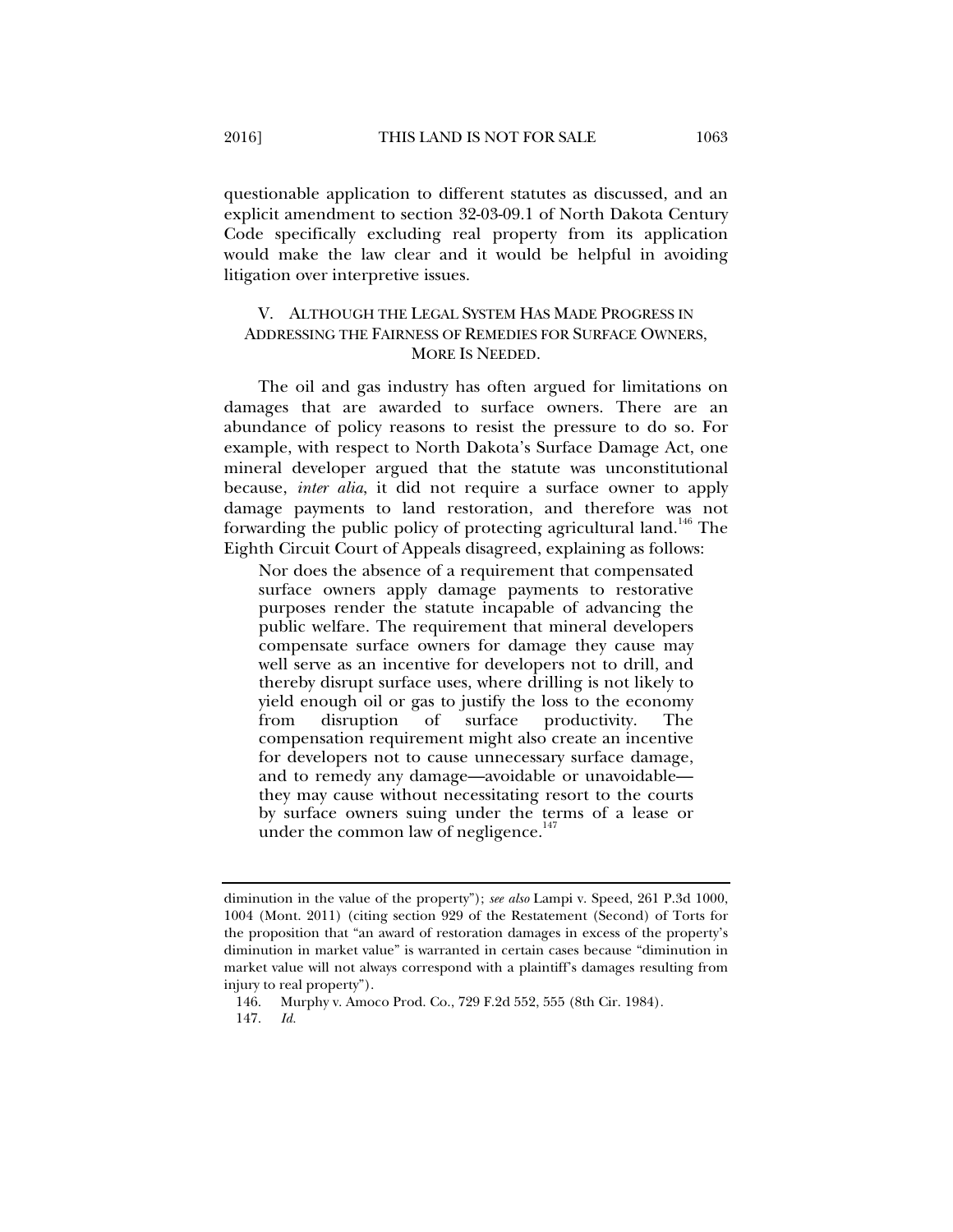questionable application to different statutes as discussed, and an explicit amendment to section 32-03-09.1 of North Dakota Century Code specifically excluding real property from its application would make the law clear and it would be helpful in avoiding litigation over interpretive issues.

## V. ALTHOUGH THE LEGAL SYSTEM HAS MADE PROGRESS IN ADDRESSING THE FAIRNESS OF REMEDIES FOR SURFACE OWNERS, MORE IS NEEDED.

The oil and gas industry has often argued for limitations on damages that are awarded to surface owners. There are an abundance of policy reasons to resist the pressure to do so. For example, with respect to North Dakota's Surface Damage Act, one mineral developer argued that the statute was unconstitutional because, *inter alia*, it did not require a surface owner to apply damage payments to land restoration, and therefore was not forwarding the public policy of protecting agricultural land.[146] The Eighth Circuit Court of Appeals disagreed, explaining as follows:

> Nor does the absence of a requirement that compensated surface owners apply damage payments to restorative purposes render the statute incapable of advancing the public welfare. The requirement that mineral developers compensate surface owners for damage they cause may well serve as an incentive for developers not to drill, and thereby disrupt surface uses, where drilling is not likely to yield enough oil or gas to justify the loss to the economy from disruption of surface productivity. The compensation requirement might also create an incentive for developers not to cause unnecessary surface damage, and to remedy any damage—avoidable or unavoidable—they may cause without necessitating resort to the courts by surface owners suing under the terms of a lease or under the common law of negligence.[147]

---

diminution in the value of the property"); *see also* Lampi v. Speed, 261 P.3d 1000, 1004 (Mont. 2011) (citing section 929 of the Restatement (Second) of Torts for the proposition that "an award of restoration damages in excess of the property's diminution in market value" is warranted in certain cases because "diminution in market value will not always correspond with a plaintiff's damages resulting from injury to real property").

146. Murphy v. Amoco Prod. Co., 729 F.2d 552, 555 (8th Cir. 1984).

147. *Id.*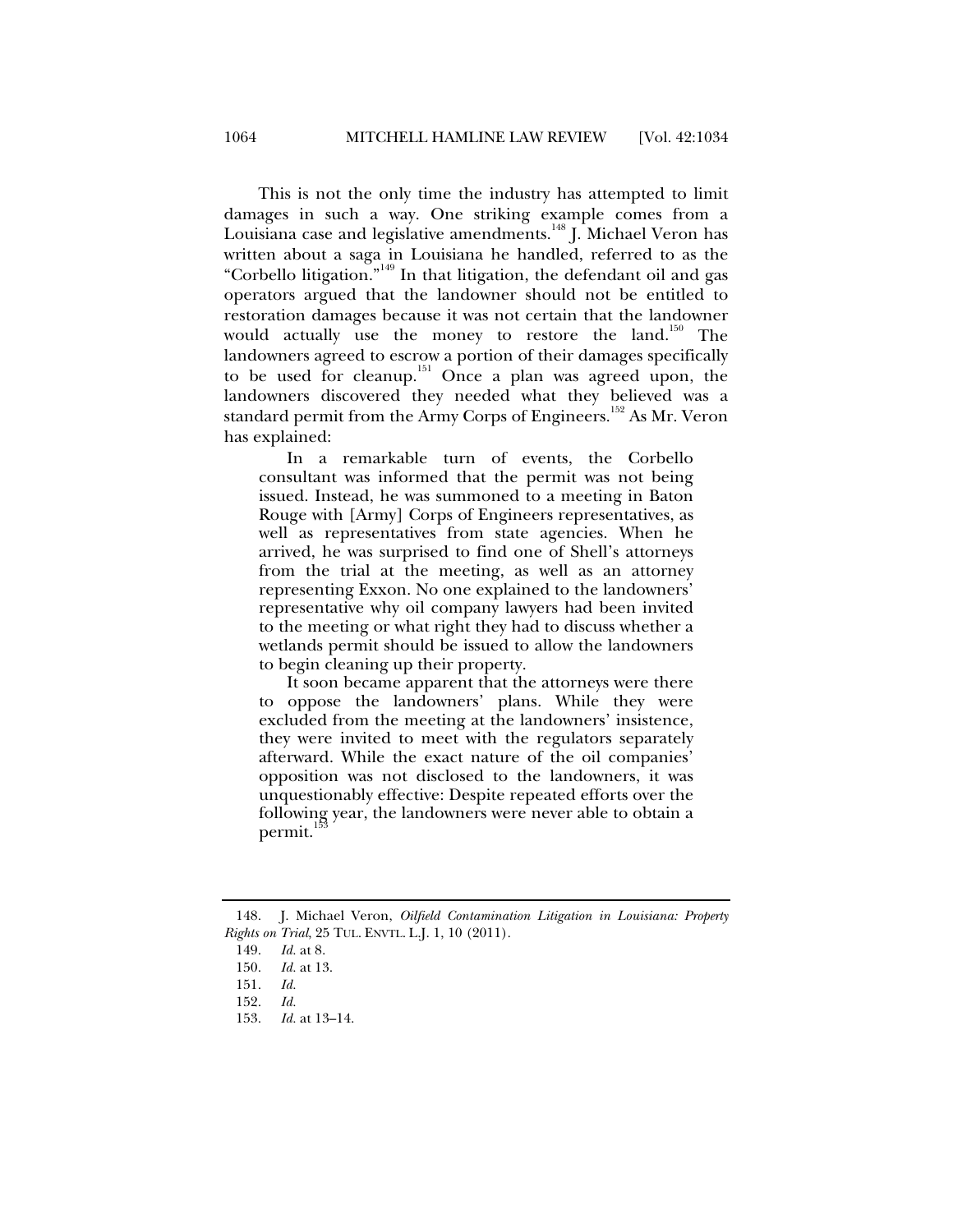This is not the only time the industry has attempted to limit damages in such a way. One striking example comes from a Louisiana case and legislative amendments.[148] J. Michael Veron has written about a saga in Louisiana he handled, referred to as the "Corbello litigation."[149] In that litigation, the defendant oil and gas operators argued that the landowner should not be entitled to restoration damages because it was not certain that the landowner would actually use the money to restore the land.[150] The landowners agreed to escrow a portion of their damages specifically to be used for cleanup.[151] Once a plan was agreed upon, the landowners discovered they needed what they believed was a standard permit from the Army Corps of Engineers.[152] As Mr. Veron has explained:

> In a remarkable turn of events, the Corbello consultant was informed that the permit was not being issued. Instead, he was summoned to a meeting in Baton Rouge with [Army] Corps of Engineers representatives, as well as representatives from state agencies. When he arrived, he was surprised to find one of Shell's attorneys from the trial at the meeting, as well as an attorney representing Exxon. No one explained to the landowners' representative why oil company lawyers had been invited to the meeting or what right they had to discuss whether a wetlands permit should be issued to allow the landowners to begin cleaning up their property.
>
> It soon became apparent that the attorneys were there to oppose the landowners' plans. While they were excluded from the meeting at the landowners' insistence, they were invited to meet with the regulators separately afterward. While the exact nature of the oil companies' opposition was not disclosed to the landowners, it was unquestionably effective: Despite repeated efforts over the following year, the landowners were never able to obtain a permit.[153]

---

148. J. Michael Veron, *Oilfield Contamination Litigation in Louisiana: Property Rights on Trial*, 25 TUL. ENVTL. L.J. 1, 10 (2011).

149. *Id.* at 8.

150. *Id.* at 13.

151. *Id.*

152. *Id.*

153. *Id.* at 13–14.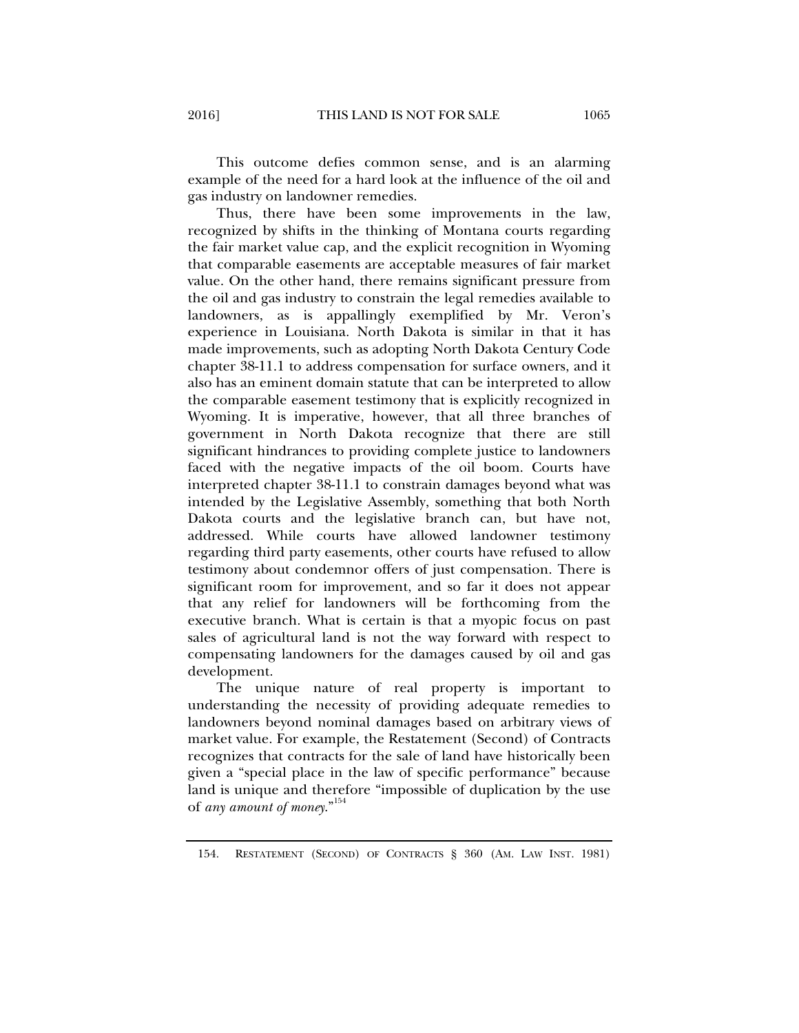This outcome defies common sense, and is an alarming example of the need for a hard look at the influence of the oil and gas industry on landowner remedies.

Thus, there have been some improvements in the law, recognized by shifts in the thinking of Montana courts regarding the fair market value cap, and the explicit recognition in Wyoming that comparable easements are acceptable measures of fair market value. On the other hand, there remains significant pressure from the oil and gas industry to constrain the legal remedies available to landowners, as is appallingly exemplified by Mr. Veron's experience in Louisiana. North Dakota is similar in that it has made improvements, such as adopting North Dakota Century Code chapter 38-11.1 to address compensation for surface owners, and it also has an eminent domain statute that can be interpreted to allow the comparable easement testimony that is explicitly recognized in Wyoming. It is imperative, however, that all three branches of government in North Dakota recognize that there are still significant hindrances to providing complete justice to landowners faced with the negative impacts of the oil boom. Courts have interpreted chapter 38-11.1 to constrain damages beyond what was intended by the Legislative Assembly, something that both North Dakota courts and the legislative branch can, but have not, addressed. While courts have allowed landowner testimony regarding third party easements, other courts have refused to allow testimony about condemnor offers of just compensation. There is significant room for improvement, and so far it does not appear that any relief for landowners will be forthcoming from the executive branch. What is certain is that a myopic focus on past sales of agricultural land is not the way forward with respect to compensating landowners for the damages caused by oil and gas development.

The unique nature of real property is important to understanding the necessity of providing adequate remedies to landowners beyond nominal damages based on arbitrary views of market value. For example, the Restatement (Second) of Contracts recognizes that contracts for the sale of land have historically been given a "special place in the law of specific performance" because land is unique and therefore "impossible of duplication by the use of *any amount of money*."[154]

---

154. RESTATEMENT (SECOND) OF CONTRACTS § 360 (AM. LAW INST. 1981)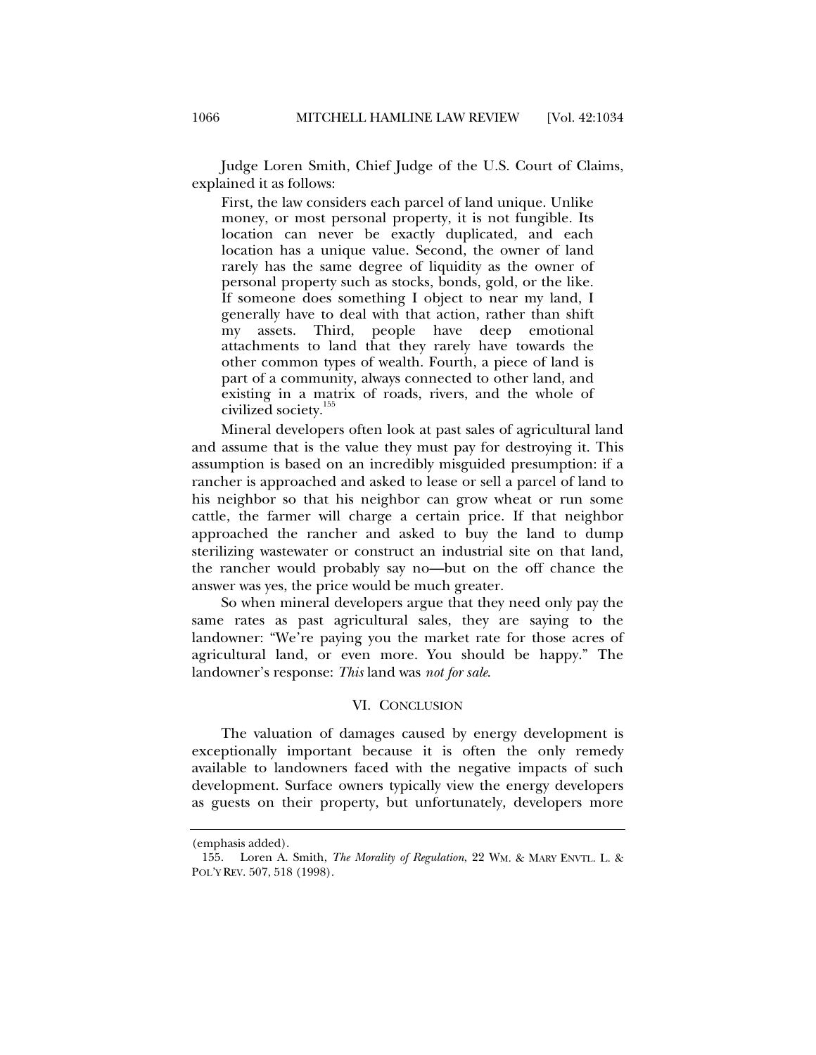Judge Loren Smith, Chief Judge of the U.S. Court of Claims, explained it as follows:

> First, the law considers each parcel of land unique. Unlike money, or most personal property, it is not fungible. Its location can never be exactly duplicated, and each location has a unique value. Second, the owner of land rarely has the same degree of liquidity as the owner of personal property such as stocks, bonds, gold, or the like. If someone does something I object to near my land, I generally have to deal with that action, rather than shift my assets. Third, people have deep emotional attachments to land that they rarely have towards the other common types of wealth. Fourth, a piece of land is part of a community, always connected to other land, and existing in a matrix of roads, rivers, and the whole of civilized society.[155]

Mineral developers often look at past sales of agricultural land and assume that is the value they must pay for destroying it. This assumption is based on an incredibly misguided presumption: if a rancher is approached and asked to lease or sell a parcel of land to his neighbor so that his neighbor can grow wheat or run some cattle, the farmer will charge a certain price. If that neighbor approached the rancher and asked to buy the land to dump sterilizing wastewater or construct an industrial site on that land, the rancher would probably say no—but on the off chance the answer was yes, the price would be much greater.

So when mineral developers argue that they need only pay the same rates as past agricultural sales, they are saying to the landowner: "We're paying you the market rate for those acres of agricultural land, or even more. You should be happy." The landowner's response: *This* land was *not for sale*.

## VI. CONCLUSION

The valuation of damages caused by energy development is exceptionally important because it is often the only remedy available to landowners faced with the negative impacts of such development. Surface owners typically view the energy developers as guests on their property, but unfortunately, developers more

---

(emphasis added).

155. Loren A. Smith, *The Morality of Regulation*, 22 WM. & MARY ENVTL. L. & POL'Y REV. 507, 518 (1998).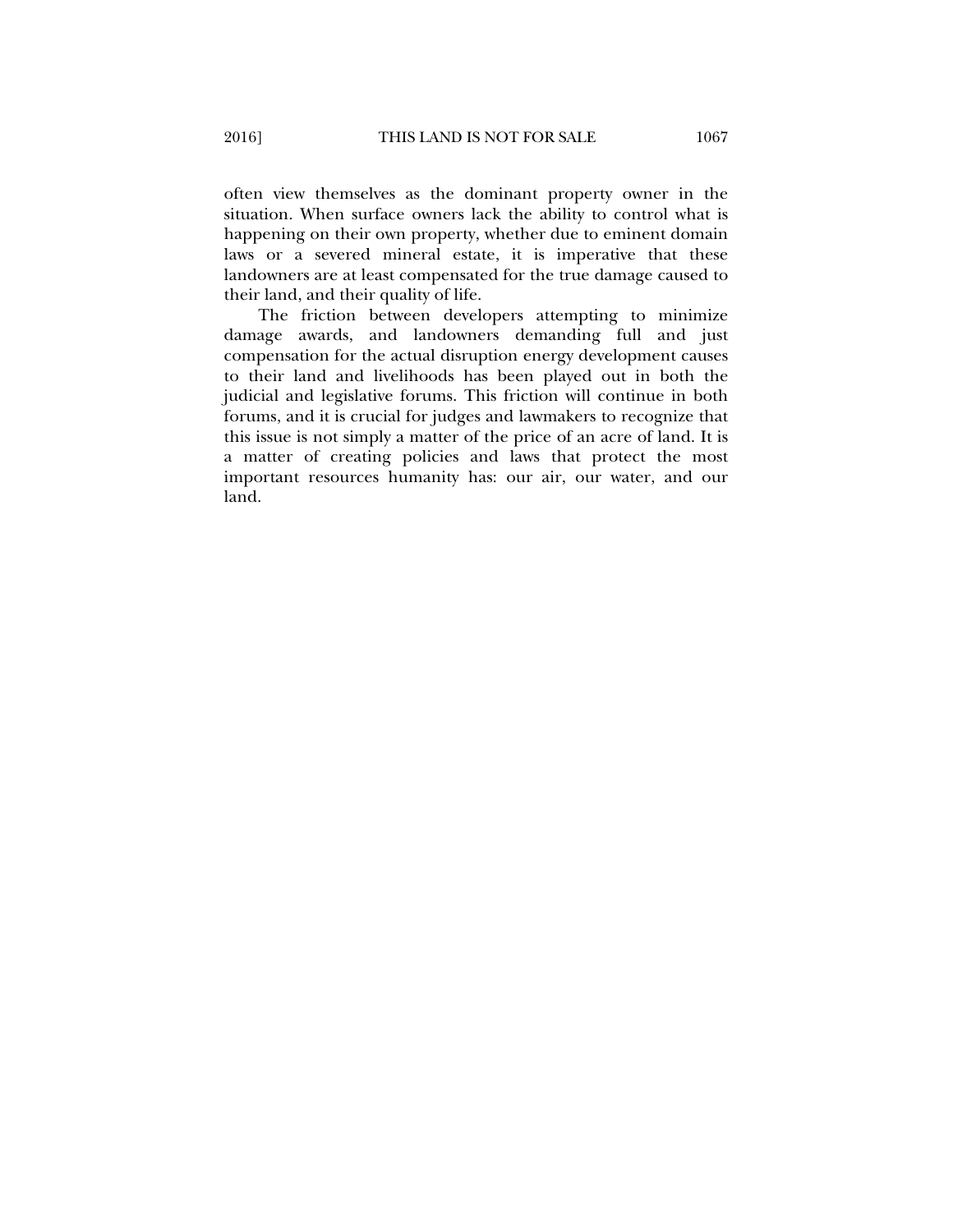often view themselves as the dominant property owner in the situation. When surface owners lack the ability to control what is happening on their own property, whether due to eminent domain laws or a severed mineral estate, it is imperative that these landowners are at least compensated for the true damage caused to their land, and their quality of life.

The friction between developers attempting to minimize damage awards, and landowners demanding full and just compensation for the actual disruption energy development causes to their land and livelihoods has been played out in both the judicial and legislative forums. This friction will continue in both forums, and it is crucial for judges and lawmakers to recognize that this issue is not simply a matter of the price of an acre of land. It is a matter of creating policies and laws that protect the most important resources humanity has: our air, our water, and our land.